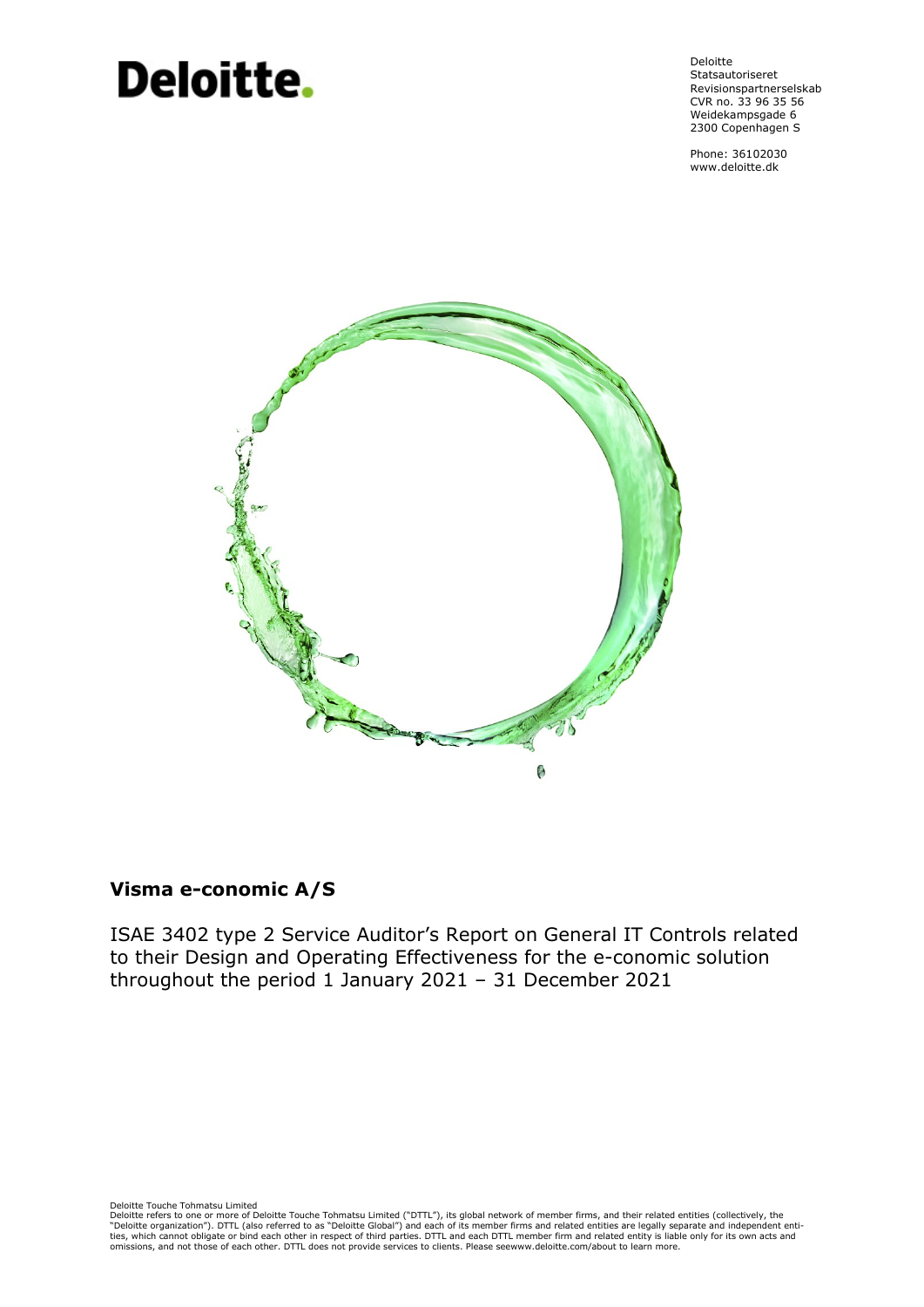# Deloitte.

Deloitte
Statsautoriseret
Revisionspartnerselskab
CVR no. 33 96 35 56
Weidekampsgade 6
2300 Copenhagen S

Phone: 36102030
www.deloitte.dk

## Visma e-conomic A/S

ISAE 3402 type 2 Service Auditor's Report on General IT Controls related to their Design and Operating Effectiveness for the e-conomic solution throughout the period 1 January 2021 – 31 December 2021

Deloitte Touche Tohmatsu Limited
Deloitte refers to one or more of Deloitte Touche Tohmatsu Limited ("DTTL"), its global network of member firms, and their related entities (collectively, the "Deloitte organization"). DTTL (also referred to as "Deloitte Global") and each of its member firms and related entities are legally separate and independent entities, which cannot obligate or bind each other in respect of third parties. DTTL and each DTTL member firm and related entity is liable only for its own acts and omissions, and not those of each other. DTTL does not provide services to clients. Please seewww.deloitte.com/about to learn more.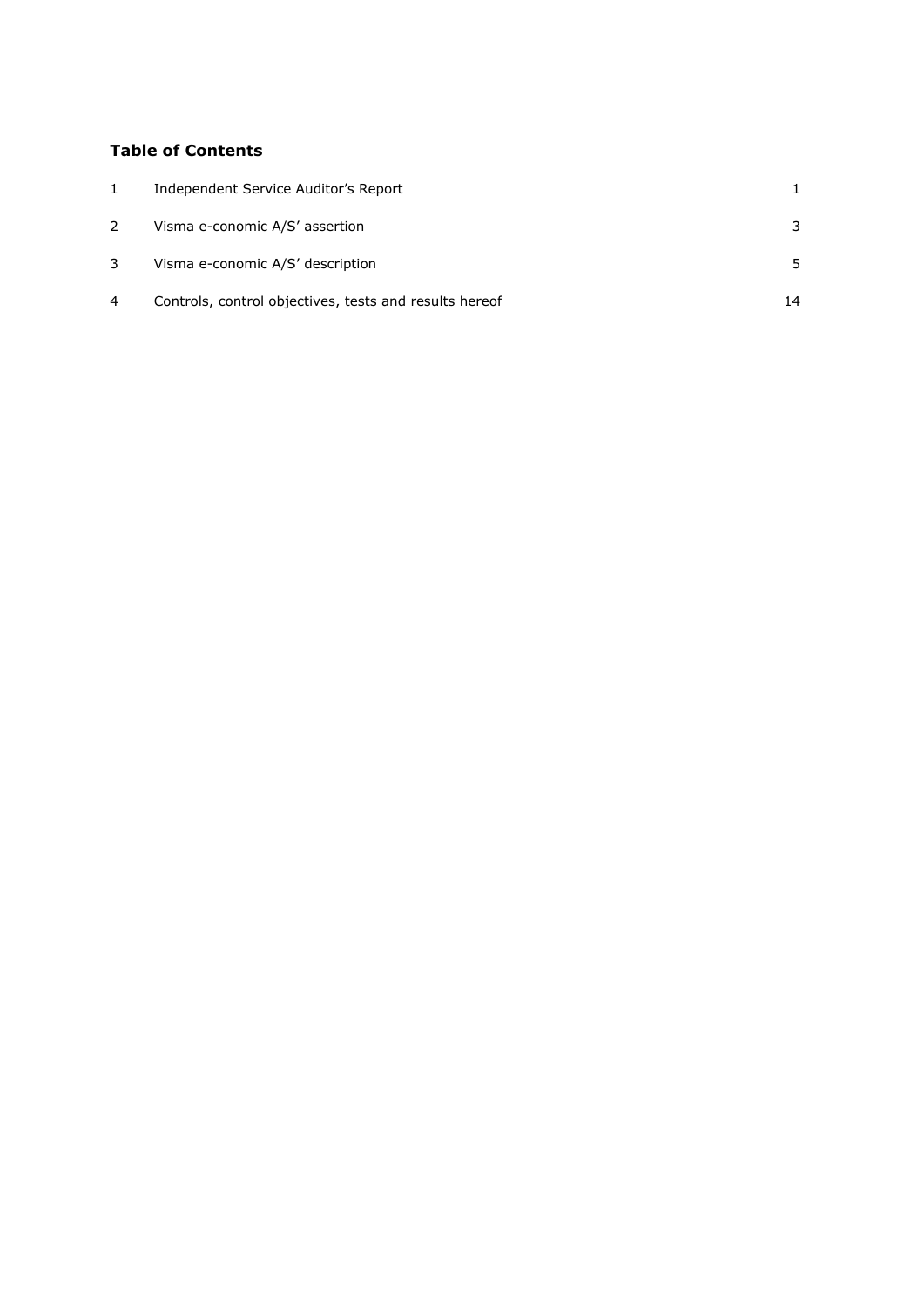**Table of Contents**

| | | |
|---|---|---|
| 1 | Independent Service Auditor's Report | 1 |
| 2 | Visma e-conomic A/S' assertion | 3 |
| 3 | Visma e-conomic A/S' description | 5 |
| 4 | Controls, control objectives, tests and results hereof | 14 |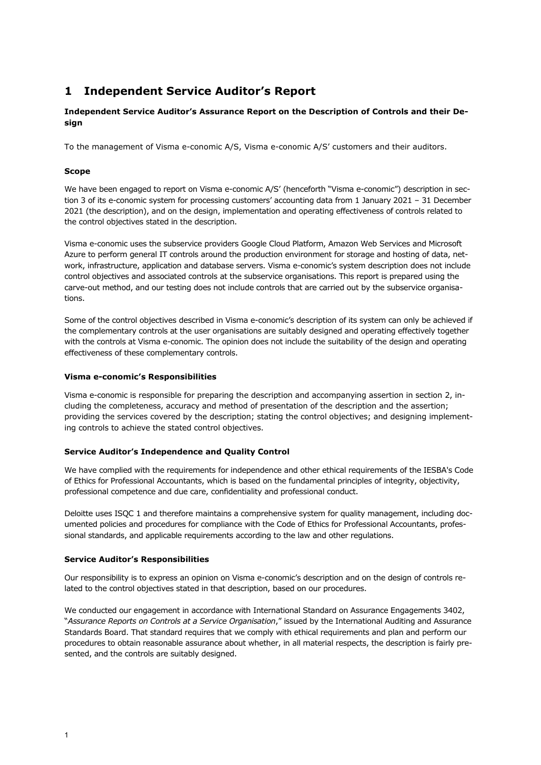# 1 Independent Service Auditor's Report

**Independent Service Auditor's Assurance Report on the Description of Controls and their Design**

To the management of Visma e-conomic A/S, Visma e-conomic A/S' customers and their auditors.

**Scope**

We have been engaged to report on Visma e-conomic A/S' (henceforth "Visma e-conomic") description in section 3 of its e-conomic system for processing customers' accounting data from 1 January 2021 – 31 December 2021 (the description), and on the design, implementation and operating effectiveness of controls related to the control objectives stated in the description.

Visma e-conomic uses the subservice providers Google Cloud Platform, Amazon Web Services and Microsoft Azure to perform general IT controls around the production environment for storage and hosting of data, network, infrastructure, application and database servers. Visma e-conomic's system description does not include control objectives and associated controls at the subservice organisations. This report is prepared using the carve-out method, and our testing does not include controls that are carried out by the subservice organisations.

Some of the control objectives described in Visma e-conomic's description of its system can only be achieved if the complementary controls at the user organisations are suitably designed and operating effectively together with the controls at Visma e-conomic. The opinion does not include the suitability of the design and operating effectiveness of these complementary controls.

**Visma e-conomic's Responsibilities**

Visma e-conomic is responsible for preparing the description and accompanying assertion in section 2, including the completeness, accuracy and method of presentation of the description and the assertion; providing the services covered by the description; stating the control objectives; and designing implementing controls to achieve the stated control objectives.

**Service Auditor's Independence and Quality Control**

We have complied with the requirements for independence and other ethical requirements of the IESBA's Code of Ethics for Professional Accountants, which is based on the fundamental principles of integrity, objectivity, professional competence and due care, confidentiality and professional conduct.

Deloitte uses ISQC 1 and therefore maintains a comprehensive system for quality management, including documented policies and procedures for compliance with the Code of Ethics for Professional Accountants, professional standards, and applicable requirements according to the law and other regulations.

**Service Auditor's Responsibilities**

Our responsibility is to express an opinion on Visma e-conomic's description and on the design of controls related to the control objectives stated in that description, based on our procedures.

We conducted our engagement in accordance with International Standard on Assurance Engagements 3402, "*Assurance Reports on Controls at a Service Organisation*," issued by the International Auditing and Assurance Standards Board. That standard requires that we comply with ethical requirements and plan and perform our procedures to obtain reasonable assurance about whether, in all material respects, the description is fairly presented, and the controls are suitably designed.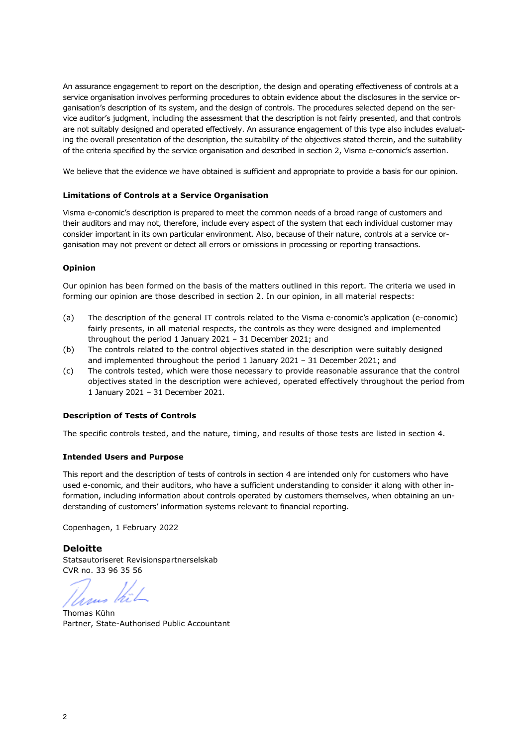An assurance engagement to report on the description, the design and operating effectiveness of controls at a service organisation involves performing procedures to obtain evidence about the disclosures in the service organisation's description of its system, and the design of controls. The procedures selected depend on the service auditor's judgment, including the assessment that the description is not fairly presented, and that controls are not suitably designed and operated effectively. An assurance engagement of this type also includes evaluating the overall presentation of the description, the suitability of the objectives stated therein, and the suitability of the criteria specified by the service organisation and described in section 2, Visma e-conomic's assertion.

We believe that the evidence we have obtained is sufficient and appropriate to provide a basis for our opinion.

**Limitations of Controls at a Service Organisation**

Visma e-conomic's description is prepared to meet the common needs of a broad range of customers and their auditors and may not, therefore, include every aspect of the system that each individual customer may consider important in its own particular environment. Also, because of their nature, controls at a service organisation may not prevent or detect all errors or omissions in processing or reporting transactions.

**Opinion**

Our opinion has been formed on the basis of the matters outlined in this report. The criteria we used in forming our opinion are those described in section 2. In our opinion, in all material respects:

(a) The description of the general IT controls related to the Visma e-conomic's application (e-conomic) fairly presents, in all material respects, the controls as they were designed and implemented throughout the period 1 January 2021 – 31 December 2021; and

(b) The controls related to the control objectives stated in the description were suitably designed and implemented throughout the period 1 January 2021 – 31 December 2021; and

(c) The controls tested, which were those necessary to provide reasonable assurance that the control objectives stated in the description were achieved, operated effectively throughout the period from 1 January 2021 – 31 December 2021.

**Description of Tests of Controls**

The specific controls tested, and the nature, timing, and results of those tests are listed in section 4.

**Intended Users and Purpose**

This report and the description of tests of controls in section 4 are intended only for customers who have used e-conomic, and their auditors, who have a sufficient understanding to consider it along with other information, including information about controls operated by customers themselves, when obtaining an understanding of customers' information systems relevant to financial reporting.

Copenhagen, 1 February 2022

**Deloitte**
Statsautoriseret Revisionspartnerselskab
CVR no. 33 96 35 56

Thomas Kühn
Partner, State-Authorised Public Accountant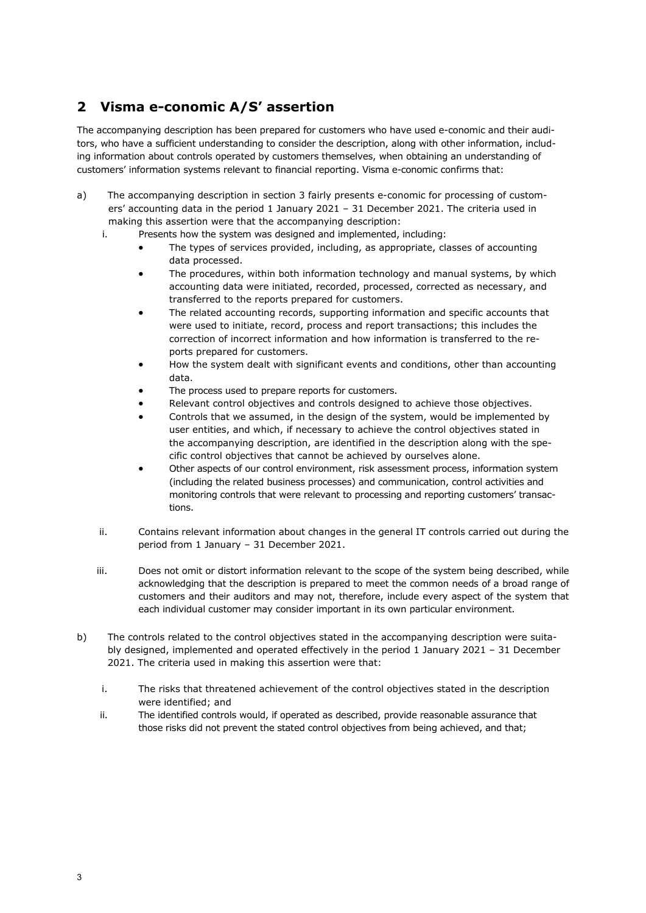## 2 Visma e-conomic A/S' assertion

The accompanying description has been prepared for customers who have used e-conomic and their auditors, who have a sufficient understanding to consider the description, along with other information, including information about controls operated by customers themselves, when obtaining an understanding of customers' information systems relevant to financial reporting. Visma e-conomic confirms that:

a) The accompanying description in section 3 fairly presents e-conomic for processing of customers' accounting data in the period 1 January 2021 – 31 December 2021. The criteria used in making this assertion were that the accompanying description:

   i. Presents how the system was designed and implemented, including:
      - The types of services provided, including, as appropriate, classes of accounting data processed.
      - The procedures, within both information technology and manual systems, by which accounting data were initiated, recorded, processed, corrected as necessary, and transferred to the reports prepared for customers.
      - The related accounting records, supporting information and specific accounts that were used to initiate, record, process and report transactions; this includes the correction of incorrect information and how information is transferred to the reports prepared for customers.
      - How the system dealt with significant events and conditions, other than accounting data.
      - The process used to prepare reports for customers.
      - Relevant control objectives and controls designed to achieve those objectives.
      - Controls that we assumed, in the design of the system, would be implemented by user entities, and which, if necessary to achieve the control objectives stated in the accompanying description, are identified in the description along with the specific control objectives that cannot be achieved by ourselves alone.
      - Other aspects of our control environment, risk assessment process, information system (including the related business processes) and communication, control activities and monitoring controls that were relevant to processing and reporting customers' transactions.

   ii. Contains relevant information about changes in the general IT controls carried out during the period from 1 January – 31 December 2021.

   iii. Does not omit or distort information relevant to the scope of the system being described, while acknowledging that the description is prepared to meet the common needs of a broad range of customers and their auditors and may not, therefore, include every aspect of the system that each individual customer may consider important in its own particular environment.

b) The controls related to the control objectives stated in the accompanying description were suitably designed, implemented and operated effectively in the period 1 January 2021 – 31 December 2021. The criteria used in making this assertion were that:

   i. The risks that threatened achievement of the control objectives stated in the description were identified; and
   ii. The identified controls would, if operated as described, provide reasonable assurance that those risks did not prevent the stated control objectives from being achieved, and that;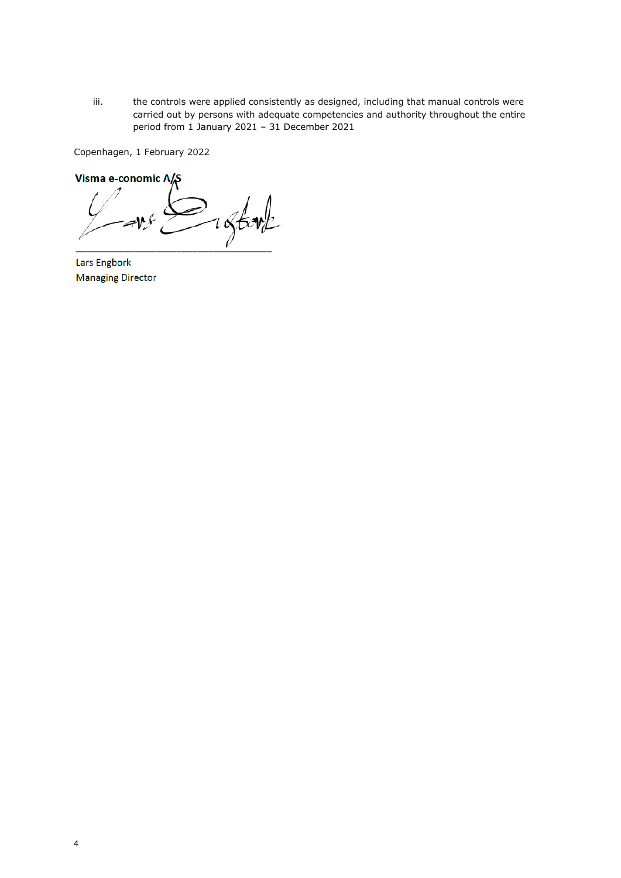iii. the controls were applied consistently as designed, including that manual controls were carried out by persons with adequate competencies and authority throughout the entire period from 1 January 2021 – 31 December 2021

Copenhagen, 1 February 2022

**Visma e-conomic A/S**

\_\_\_\_\_\_\_\_\_\_\_\_\_\_\_\_\_\_\_\_\_\_\_\_\_\_\_\_\_\_\_\_

Lars Engbork
Managing Director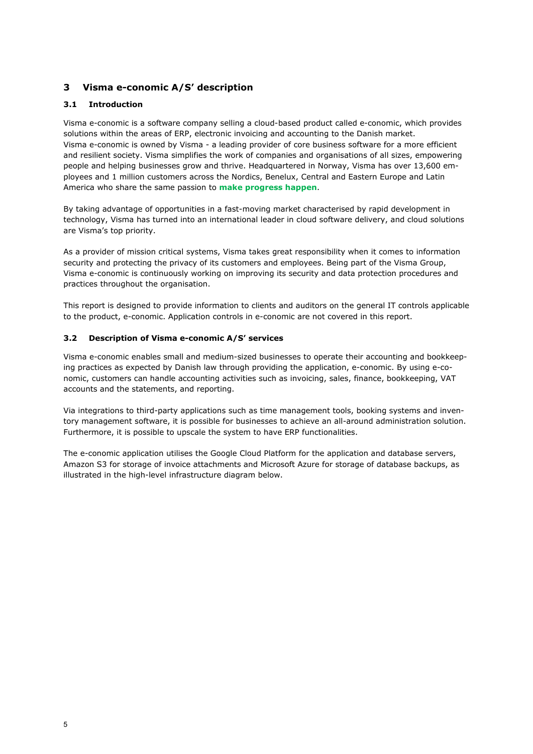# 3 Visma e-conomic A/S' description

## 3.1 Introduction

Visma e-conomic is a software company selling a cloud-based product called e-conomic, which provides solutions within the areas of ERP, electronic invoicing and accounting to the Danish market. Visma e-conomic is owned by Visma - a leading provider of core business software for a more efficient and resilient society. Visma simplifies the work of companies and organisations of all sizes, empowering people and helping businesses grow and thrive. Headquartered in Norway, Visma has over 13,600 employees and 1 million customers across the Nordics, Benelux, Central and Eastern Europe and Latin America who share the same passion to **make progress happen**.

By taking advantage of opportunities in a fast-moving market characterised by rapid development in technology, Visma has turned into an international leader in cloud software delivery, and cloud solutions are Visma's top priority.

As a provider of mission critical systems, Visma takes great responsibility when it comes to information security and protecting the privacy of its customers and employees. Being part of the Visma Group, Visma e-conomic is continuously working on improving its security and data protection procedures and practices throughout the organisation.

This report is designed to provide information to clients and auditors on the general IT controls applicable to the product, e-conomic. Application controls in e-conomic are not covered in this report.

## 3.2 Description of Visma e-conomic A/S' services

Visma e-conomic enables small and medium-sized businesses to operate their accounting and bookkeeping practices as expected by Danish law through providing the application, e-conomic. By using e-conomic, customers can handle accounting activities such as invoicing, sales, finance, bookkeeping, VAT accounts and the statements, and reporting.

Via integrations to third-party applications such as time management tools, booking systems and inventory management software, it is possible for businesses to achieve an all-around administration solution. Furthermore, it is possible to upscale the system to have ERP functionalities.

The e-conomic application utilises the Google Cloud Platform for the application and database servers, Amazon S3 for storage of invoice attachments and Microsoft Azure for storage of database backups, as illustrated in the high-level infrastructure diagram below.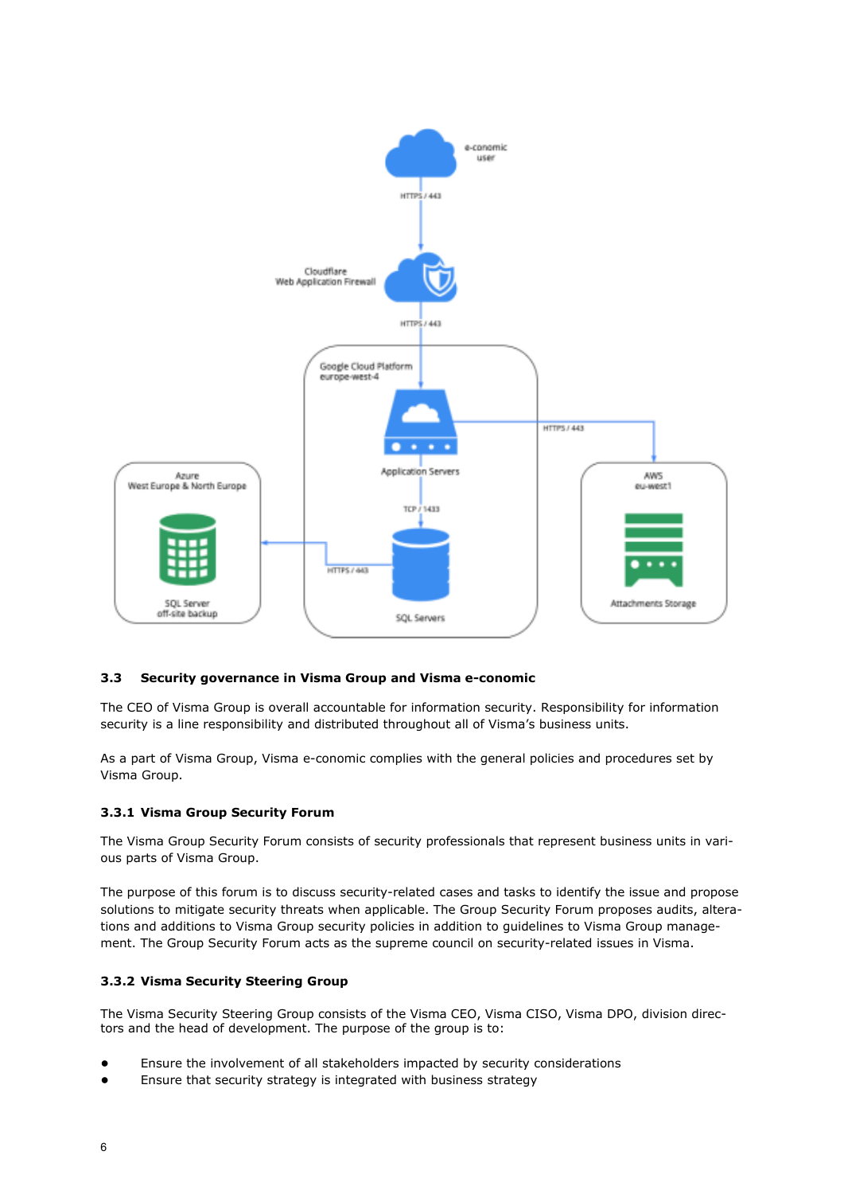### 3.3 Security governance in Visma Group and Visma e-conomic

The CEO of Visma Group is overall accountable for information security. Responsibility for information security is a line responsibility and distributed throughout all of Visma's business units.

As a part of Visma Group, Visma e-conomic complies with the general policies and procedures set by Visma Group.

#### 3.3.1 Visma Group Security Forum

The Visma Group Security Forum consists of security professionals that represent business units in various parts of Visma Group.

The purpose of this forum is to discuss security-related cases and tasks to identify the issue and propose solutions to mitigate security threats when applicable. The Group Security Forum proposes audits, alterations and additions to Visma Group security policies in addition to guidelines to Visma Group management. The Group Security Forum acts as the supreme council on security-related issues in Visma.

#### 3.3.2 Visma Security Steering Group

The Visma Security Steering Group consists of the Visma CEO, Visma CISO, Visma DPO, division directors and the head of development. The purpose of the group is to:

- Ensure the involvement of all stakeholders impacted by security considerations
- Ensure that security strategy is integrated with business strategy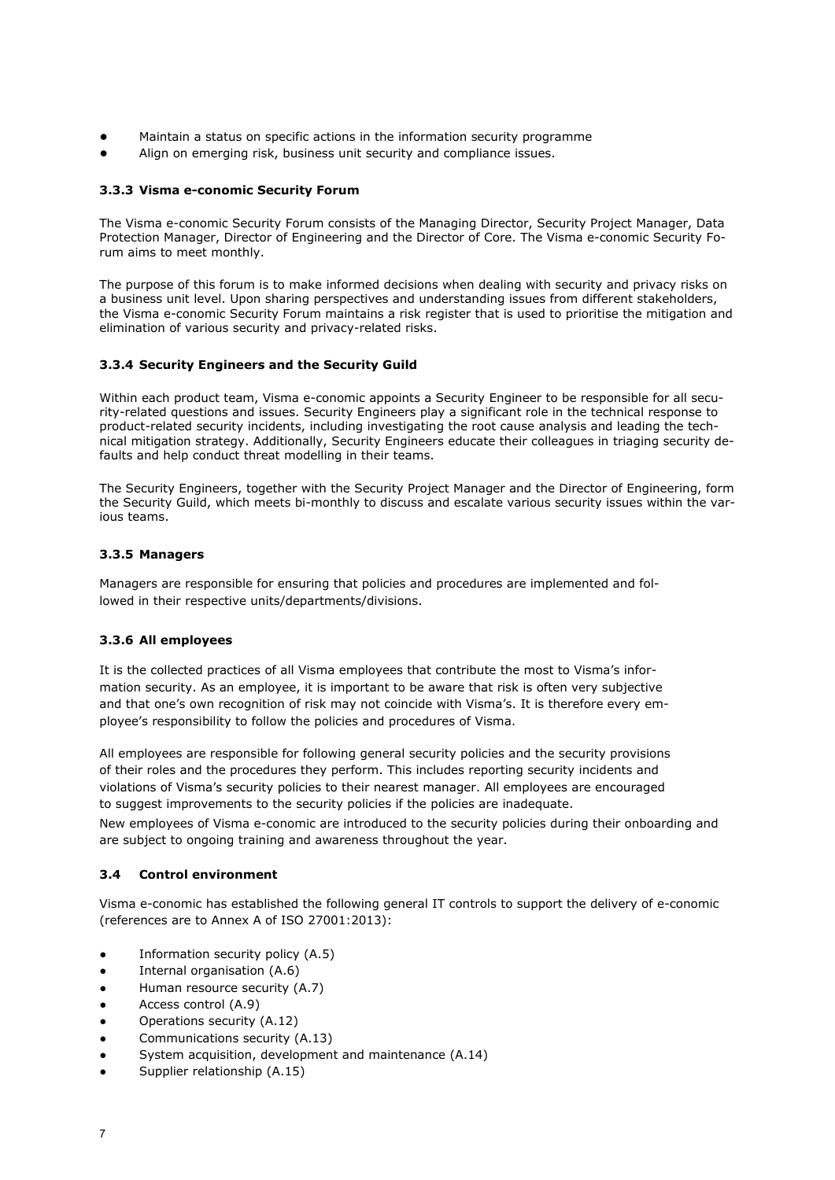- Maintain a status on specific actions in the information security programme
- Align on emerging risk, business unit security and compliance issues.

### 3.3.3 Visma e-conomic Security Forum

The Visma e-conomic Security Forum consists of the Managing Director, Security Project Manager, Data Protection Manager, Director of Engineering and the Director of Core. The Visma e-conomic Security Forum aims to meet monthly.

The purpose of this forum is to make informed decisions when dealing with security and privacy risks on a business unit level. Upon sharing perspectives and understanding issues from different stakeholders, the Visma e-conomic Security Forum maintains a risk register that is used to prioritise the mitigation and elimination of various security and privacy-related risks.

### 3.3.4 Security Engineers and the Security Guild

Within each product team, Visma e-conomic appoints a Security Engineer to be responsible for all security-related questions and issues. Security Engineers play a significant role in the technical response to product-related security incidents, including investigating the root cause analysis and leading the technical mitigation strategy. Additionally, Security Engineers educate their colleagues in triaging security defaults and help conduct threat modelling in their teams.

The Security Engineers, together with the Security Project Manager and the Director of Engineering, form the Security Guild, which meets bi-monthly to discuss and escalate various security issues within the various teams.

### 3.3.5 Managers

Managers are responsible for ensuring that policies and procedures are implemented and followed in their respective units/departments/divisions.

### 3.3.6 All employees

It is the collected practices of all Visma employees that contribute the most to Visma's information security. As an employee, it is important to be aware that risk is often very subjective and that one's own recognition of risk may not coincide with Visma's. It is therefore every employee's responsibility to follow the policies and procedures of Visma.

All employees are responsible for following general security policies and the security provisions of their roles and the procedures they perform. This includes reporting security incidents and violations of Visma's security policies to their nearest manager. All employees are encouraged to suggest improvements to the security policies if the policies are inadequate.

New employees of Visma e-conomic are introduced to the security policies during their onboarding and are subject to ongoing training and awareness throughout the year.

## 3.4 Control environment

Visma e-conomic has established the following general IT controls to support the delivery of e-conomic (references are to Annex A of ISO 27001:2013):

- Information security policy (A.5)
- Internal organisation (A.6)
- Human resource security (A.7)
- Access control (A.9)
- Operations security (A.12)
- Communications security (A.13)
- System acquisition, development and maintenance (A.14)
- Supplier relationship (A.15)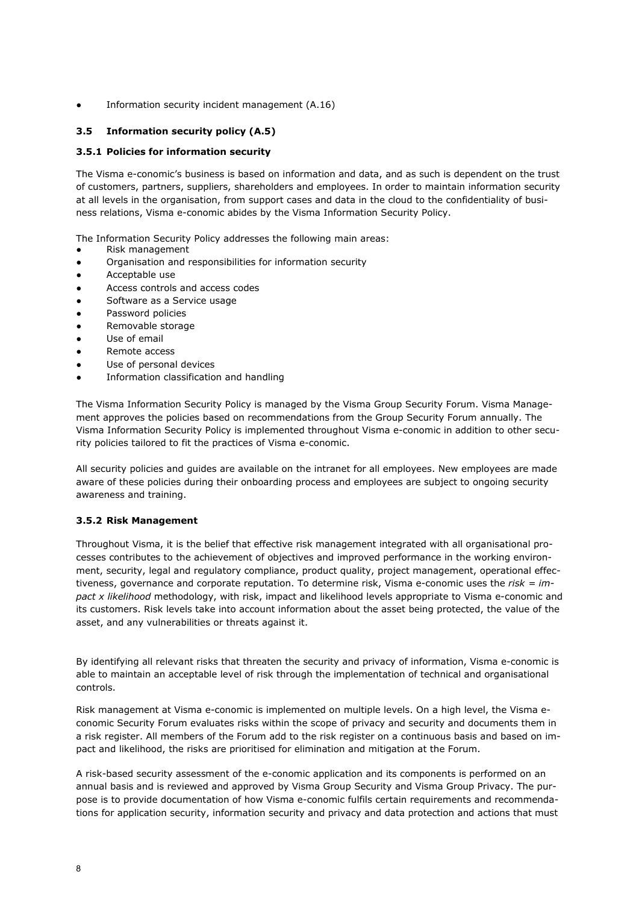- Information security incident management (A.16)

## 3.5 Information security policy (A.5)

### 3.5.1 Policies for information security

The Visma e-conomic's business is based on information and data, and as such is dependent on the trust of customers, partners, suppliers, shareholders and employees. In order to maintain information security at all levels in the organisation, from support cases and data in the cloud to the confidentiality of business relations, Visma e-conomic abides by the Visma Information Security Policy.

The Information Security Policy addresses the following main areas:

- Risk management
- Organisation and responsibilities for information security
- Acceptable use
- Access controls and access codes
- Software as a Service usage
- Password policies
- Removable storage
- Use of email
- Remote access
- Use of personal devices
- Information classification and handling

The Visma Information Security Policy is managed by the Visma Group Security Forum. Visma Management approves the policies based on recommendations from the Group Security Forum annually. The Visma Information Security Policy is implemented throughout Visma e-conomic in addition to other security policies tailored to fit the practices of Visma e-conomic.

All security policies and guides are available on the intranet for all employees. New employees are made aware of these policies during their onboarding process and employees are subject to ongoing security awareness and training.

### 3.5.2 Risk Management

Throughout Visma, it is the belief that effective risk management integrated with all organisational processes contributes to the achievement of objectives and improved performance in the working environment, security, legal and regulatory compliance, product quality, project management, operational effectiveness, governance and corporate reputation. To determine risk, Visma e-conomic uses the *risk = impact x likelihood* methodology, with risk, impact and likelihood levels appropriate to Visma e-conomic and its customers. Risk levels take into account information about the asset being protected, the value of the asset, and any vulnerabilities or threats against it.

By identifying all relevant risks that threaten the security and privacy of information, Visma e-conomic is able to maintain an acceptable level of risk through the implementation of technical and organisational controls.

Risk management at Visma e-conomic is implemented on multiple levels. On a high level, the Visma e-conomic Security Forum evaluates risks within the scope of privacy and security and documents them in a risk register. All members of the Forum add to the risk register on a continuous basis and based on impact and likelihood, the risks are prioritised for elimination and mitigation at the Forum.

A risk-based security assessment of the e-conomic application and its components is performed on an annual basis and is reviewed and approved by Visma Group Security and Visma Group Privacy. The purpose is to provide documentation of how Visma e-conomic fulfils certain requirements and recommendations for application security, information security and privacy and data protection and actions that must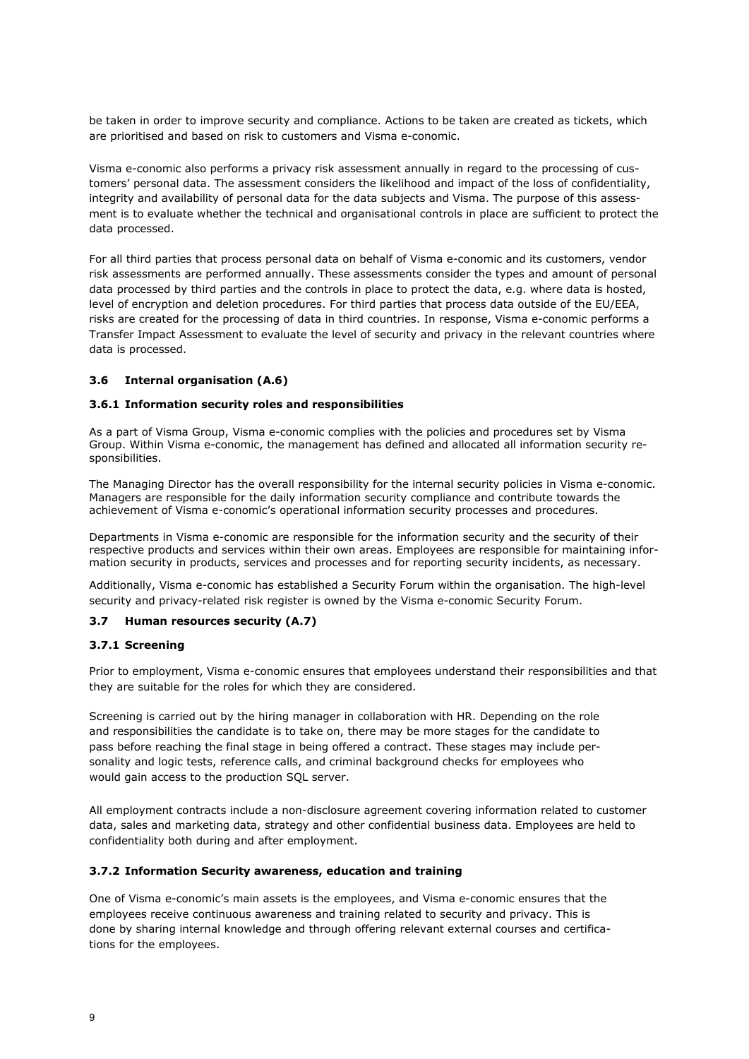be taken in order to improve security and compliance. Actions to be taken are created as tickets, which are prioritised and based on risk to customers and Visma e-conomic.

Visma e-conomic also performs a privacy risk assessment annually in regard to the processing of customers' personal data. The assessment considers the likelihood and impact of the loss of confidentiality, integrity and availability of personal data for the data subjects and Visma. The purpose of this assessment is to evaluate whether the technical and organisational controls in place are sufficient to protect the data processed.

For all third parties that process personal data on behalf of Visma e-conomic and its customers, vendor risk assessments are performed annually. These assessments consider the types and amount of personal data processed by third parties and the controls in place to protect the data, e.g. where data is hosted, level of encryption and deletion procedures. For third parties that process data outside of the EU/EEA, risks are created for the processing of data in third countries. In response, Visma e-conomic performs a Transfer Impact Assessment to evaluate the level of security and privacy in the relevant countries where data is processed.

### 3.6 Internal organisation (A.6)

#### 3.6.1 Information security roles and responsibilities

As a part of Visma Group, Visma e-conomic complies with the policies and procedures set by Visma Group. Within Visma e-conomic, the management has defined and allocated all information security responsibilities.

The Managing Director has the overall responsibility for the internal security policies in Visma e-conomic. Managers are responsible for the daily information security compliance and contribute towards the achievement of Visma e-conomic's operational information security processes and procedures.

Departments in Visma e-conomic are responsible for the information security and the security of their respective products and services within their own areas. Employees are responsible for maintaining information security in products, services and processes and for reporting security incidents, as necessary.

Additionally, Visma e-conomic has established a Security Forum within the organisation. The high-level security and privacy-related risk register is owned by the Visma e-conomic Security Forum.

### 3.7 Human resources security (A.7)

#### 3.7.1 Screening

Prior to employment, Visma e-conomic ensures that employees understand their responsibilities and that they are suitable for the roles for which they are considered.

Screening is carried out by the hiring manager in collaboration with HR. Depending on the role and responsibilities the candidate is to take on, there may be more stages for the candidate to pass before reaching the final stage in being offered a contract. These stages may include personality and logic tests, reference calls, and criminal background checks for employees who would gain access to the production SQL server.

All employment contracts include a non-disclosure agreement covering information related to customer data, sales and marketing data, strategy and other confidential business data. Employees are held to confidentiality both during and after employment.

#### 3.7.2 Information Security awareness, education and training

One of Visma e-conomic's main assets is the employees, and Visma e-conomic ensures that the employees receive continuous awareness and training related to security and privacy. This is done by sharing internal knowledge and through offering relevant external courses and certifications for the employees.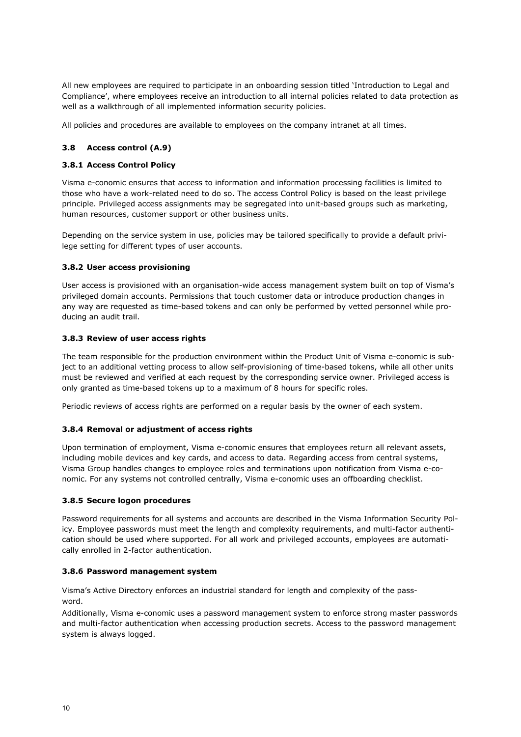All new employees are required to participate in an onboarding session titled 'Introduction to Legal and Compliance', where employees receive an introduction to all internal policies related to data protection as well as a walkthrough of all implemented information security policies.

All policies and procedures are available to employees on the company intranet at all times.

## 3.8 Access control (A.9)

### 3.8.1 Access Control Policy

Visma e-conomic ensures that access to information and information processing facilities is limited to those who have a work-related need to do so. The access Control Policy is based on the least privilege principle. Privileged access assignments may be segregated into unit-based groups such as marketing, human resources, customer support or other business units.

Depending on the service system in use, policies may be tailored specifically to provide a default privilege setting for different types of user accounts.

### 3.8.2 User access provisioning

User access is provisioned with an organisation-wide access management system built on top of Visma's privileged domain accounts. Permissions that touch customer data or introduce production changes in any way are requested as time-based tokens and can only be performed by vetted personnel while producing an audit trail.

### 3.8.3 Review of user access rights

The team responsible for the production environment within the Product Unit of Visma e-conomic is subject to an additional vetting process to allow self-provisioning of time-based tokens, while all other units must be reviewed and verified at each request by the corresponding service owner. Privileged access is only granted as time-based tokens up to a maximum of 8 hours for specific roles.

Periodic reviews of access rights are performed on a regular basis by the owner of each system.

### 3.8.4 Removal or adjustment of access rights

Upon termination of employment, Visma e-conomic ensures that employees return all relevant assets, including mobile devices and key cards, and access to data. Regarding access from central systems, Visma Group handles changes to employee roles and terminations upon notification from Visma e-conomic. For any systems not controlled centrally, Visma e-conomic uses an offboarding checklist.

### 3.8.5 Secure logon procedures

Password requirements for all systems and accounts are described in the Visma Information Security Policy. Employee passwords must meet the length and complexity requirements, and multi-factor authentication should be used where supported. For all work and privileged accounts, employees are automatically enrolled in 2-factor authentication.

### 3.8.6 Password management system

Visma's Active Directory enforces an industrial standard for length and complexity of the password.

Additionally, Visma e-conomic uses a password management system to enforce strong master passwords and multi-factor authentication when accessing production secrets. Access to the password management system is always logged.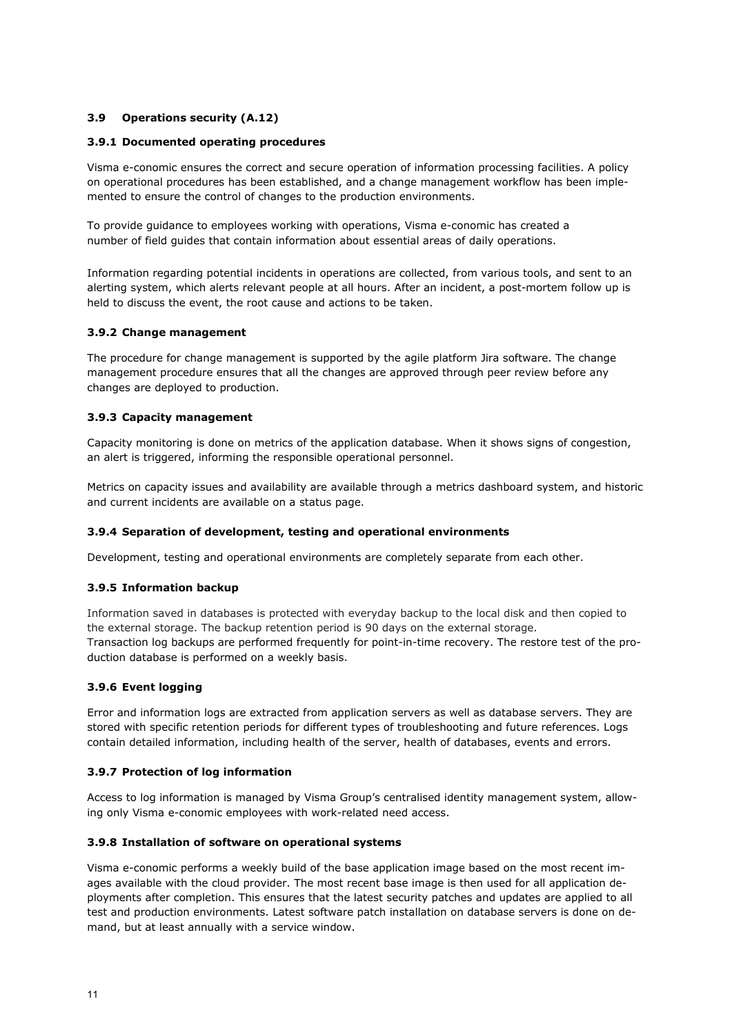## 3.9 Operations security (A.12)

### 3.9.1 Documented operating procedures

Visma e-conomic ensures the correct and secure operation of information processing facilities. A policy on operational procedures has been established, and a change management workflow has been implemented to ensure the control of changes to the production environments.

To provide guidance to employees working with operations, Visma e-conomic has created a number of field guides that contain information about essential areas of daily operations.

Information regarding potential incidents in operations are collected, from various tools, and sent to an alerting system, which alerts relevant people at all hours. After an incident, a post-mortem follow up is held to discuss the event, the root cause and actions to be taken.

### 3.9.2 Change management

The procedure for change management is supported by the agile platform Jira software. The change management procedure ensures that all the changes are approved through peer review before any changes are deployed to production.

### 3.9.3 Capacity management

Capacity monitoring is done on metrics of the application database. When it shows signs of congestion, an alert is triggered, informing the responsible operational personnel.

Metrics on capacity issues and availability are available through a metrics dashboard system, and historic and current incidents are available on a status page.

### 3.9.4 Separation of development, testing and operational environments

Development, testing and operational environments are completely separate from each other.

### 3.9.5 Information backup

Information saved in databases is protected with everyday backup to the local disk and then copied to the external storage. The backup retention period is 90 days on the external storage.
Transaction log backups are performed frequently for point-in-time recovery. The restore test of the production database is performed on a weekly basis.

### 3.9.6 Event logging

Error and information logs are extracted from application servers as well as database servers. They are stored with specific retention periods for different types of troubleshooting and future references. Logs contain detailed information, including health of the server, health of databases, events and errors.

### 3.9.7 Protection of log information

Access to log information is managed by Visma Group's centralised identity management system, allowing only Visma e-conomic employees with work-related need access.

### 3.9.8 Installation of software on operational systems

Visma e-conomic performs a weekly build of the base application image based on the most recent images available with the cloud provider. The most recent base image is then used for all application deployments after completion. This ensures that the latest security patches and updates are applied to all test and production environments. Latest software patch installation on database servers is done on demand, but at least annually with a service window.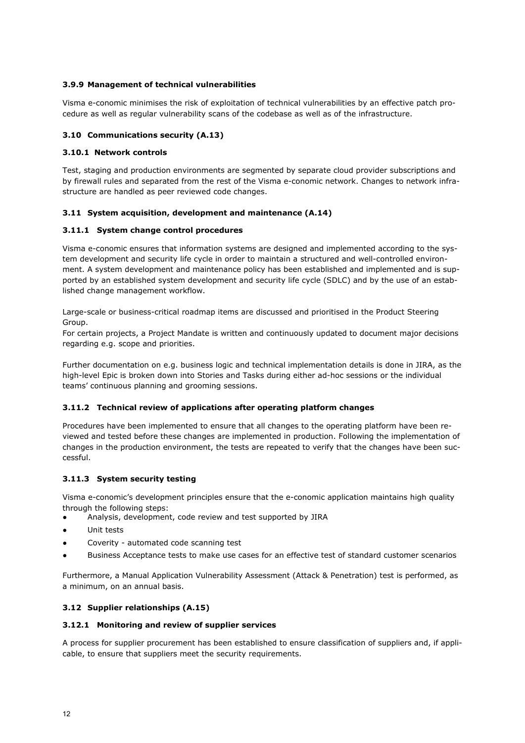#### 3.9.9 Management of technical vulnerabilities

Visma e-conomic minimises the risk of exploitation of technical vulnerabilities by an effective patch procedure as well as regular vulnerability scans of the codebase as well as of the infrastructure.

### 3.10 Communications security (A.13)

#### 3.10.1 Network controls

Test, staging and production environments are segmented by separate cloud provider subscriptions and by firewall rules and separated from the rest of the Visma e-conomic network. Changes to network infrastructure are handled as peer reviewed code changes.

### 3.11 System acquisition, development and maintenance (A.14)

#### 3.11.1 System change control procedures

Visma e-conomic ensures that information systems are designed and implemented according to the system development and security life cycle in order to maintain a structured and well-controlled environment. A system development and maintenance policy has been established and implemented and is supported by an established system development and security life cycle (SDLC) and by the use of an established change management workflow.

Large-scale or business-critical roadmap items are discussed and prioritised in the Product Steering Group.
For certain projects, a Project Mandate is written and continuously updated to document major decisions regarding e.g. scope and priorities.

Further documentation on e.g. business logic and technical implementation details is done in JIRA, as the high-level Epic is broken down into Stories and Tasks during either ad-hoc sessions or the individual teams' continuous planning and grooming sessions.

#### 3.11.2 Technical review of applications after operating platform changes

Procedures have been implemented to ensure that all changes to the operating platform have been reviewed and tested before these changes are implemented in production. Following the implementation of changes in the production environment, the tests are repeated to verify that the changes have been successful.

#### 3.11.3 System security testing

Visma e-conomic's development principles ensure that the e-conomic application maintains high quality through the following steps:

- Analysis, development, code review and test supported by JIRA
- Unit tests
- Coverity - automated code scanning test
- Business Acceptance tests to make use cases for an effective test of standard customer scenarios

Furthermore, a Manual Application Vulnerability Assessment (Attack & Penetration) test is performed, as a minimum, on an annual basis.

### 3.12 Supplier relationships (A.15)

#### 3.12.1 Monitoring and review of supplier services

A process for supplier procurement has been established to ensure classification of suppliers and, if applicable, to ensure that suppliers meet the security requirements.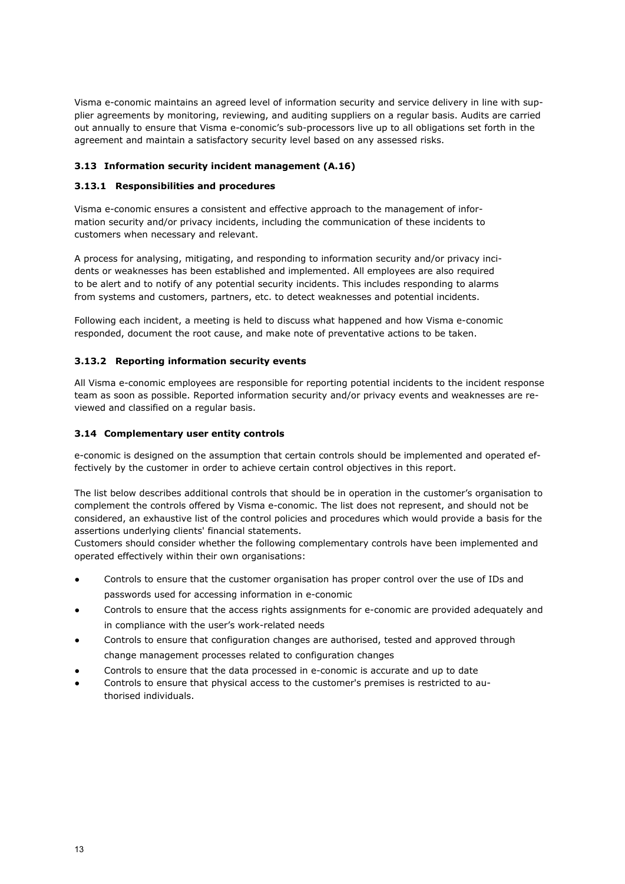Visma e-conomic maintains an agreed level of information security and service delivery in line with supplier agreements by monitoring, reviewing, and auditing suppliers on a regular basis. Audits are carried out annually to ensure that Visma e-conomic's sub-processors live up to all obligations set forth in the agreement and maintain a satisfactory security level based on any assessed risks.

### 3.13 Information security incident management (A.16)

#### 3.13.1 Responsibilities and procedures

Visma e-conomic ensures a consistent and effective approach to the management of information security and/or privacy incidents, including the communication of these incidents to customers when necessary and relevant.

A process for analysing, mitigating, and responding to information security and/or privacy incidents or weaknesses has been established and implemented. All employees are also required to be alert and to notify of any potential security incidents. This includes responding to alarms from systems and customers, partners, etc. to detect weaknesses and potential incidents.

Following each incident, a meeting is held to discuss what happened and how Visma e-conomic responded, document the root cause, and make note of preventative actions to be taken.

#### 3.13.2 Reporting information security events

All Visma e-conomic employees are responsible for reporting potential incidents to the incident response team as soon as possible. Reported information security and/or privacy events and weaknesses are reviewed and classified on a regular basis.

### 3.14 Complementary user entity controls

e-conomic is designed on the assumption that certain controls should be implemented and operated effectively by the customer in order to achieve certain control objectives in this report.

The list below describes additional controls that should be in operation in the customer's organisation to complement the controls offered by Visma e-conomic. The list does not represent, and should not be considered, an exhaustive list of the control policies and procedures which would provide a basis for the assertions underlying clients' financial statements.
Customers should consider whether the following complementary controls have been implemented and operated effectively within their own organisations:

- Controls to ensure that the customer organisation has proper control over the use of IDs and passwords used for accessing information in e-conomic
- Controls to ensure that the access rights assignments for e-conomic are provided adequately and in compliance with the user's work-related needs
- Controls to ensure that configuration changes are authorised, tested and approved through change management processes related to configuration changes
- Controls to ensure that the data processed in e-conomic is accurate and up to date
- Controls to ensure that physical access to the customer's premises is restricted to authorised individuals.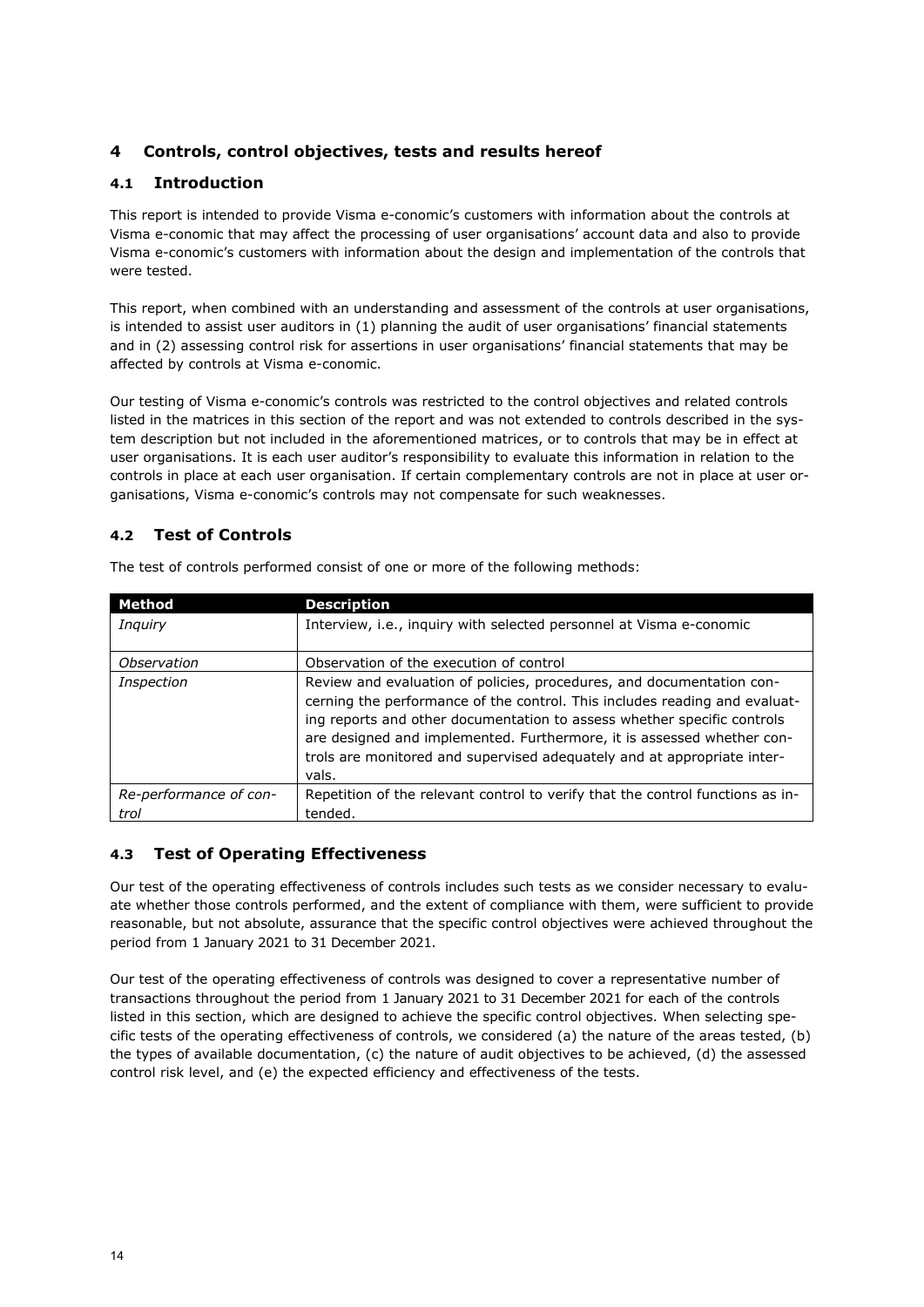# 4 Controls, control objectives, tests and results hereof

## 4.1 Introduction

This report is intended to provide Visma e-conomic's customers with information about the controls at Visma e-conomic that may affect the processing of user organisations' account data and also to provide Visma e-conomic's customers with information about the design and implementation of the controls that were tested.

This report, when combined with an understanding and assessment of the controls at user organisations, is intended to assist user auditors in (1) planning the audit of user organisations' financial statements and in (2) assessing control risk for assertions in user organisations' financial statements that may be affected by controls at Visma e-conomic.

Our testing of Visma e-conomic's controls was restricted to the control objectives and related controls listed in the matrices in this section of the report and was not extended to controls described in the system description but not included in the aforementioned matrices, or to controls that may be in effect at user organisations. It is each user auditor's responsibility to evaluate this information in relation to the controls in place at each user organisation. If certain complementary controls are not in place at user organisations, Visma e-conomic's controls may not compensate for such weaknesses.

## 4.2 Test of Controls

The test of controls performed consist of one or more of the following methods:

| Method | Description |
|---|---|
| *Inquiry* | Interview, i.e., inquiry with selected personnel at Visma e-conomic |
| *Observation* | Observation of the execution of control |
| *Inspection* | Review and evaluation of policies, procedures, and documentation concerning the performance of the control. This includes reading and evaluating reports and other documentation to assess whether specific controls are designed and implemented. Furthermore, it is assessed whether controls are monitored and supervised adequately and at appropriate intervals. |
| *Re-performance of control* | Repetition of the relevant control to verify that the control functions as intended. |

## 4.3 Test of Operating Effectiveness

Our test of the operating effectiveness of controls includes such tests as we consider necessary to evaluate whether those controls performed, and the extent of compliance with them, were sufficient to provide reasonable, but not absolute, assurance that the specific control objectives were achieved throughout the period from 1 January 2021 to 31 December 2021.

Our test of the operating effectiveness of controls was designed to cover a representative number of transactions throughout the period from 1 January 2021 to 31 December 2021 for each of the controls listed in this section, which are designed to achieve the specific control objectives. When selecting specific tests of the operating effectiveness of controls, we considered (a) the nature of the areas tested, (b) the types of available documentation, (c) the nature of audit objectives to be achieved, (d) the assessed control risk level, and (e) the expected efficiency and effectiveness of the tests.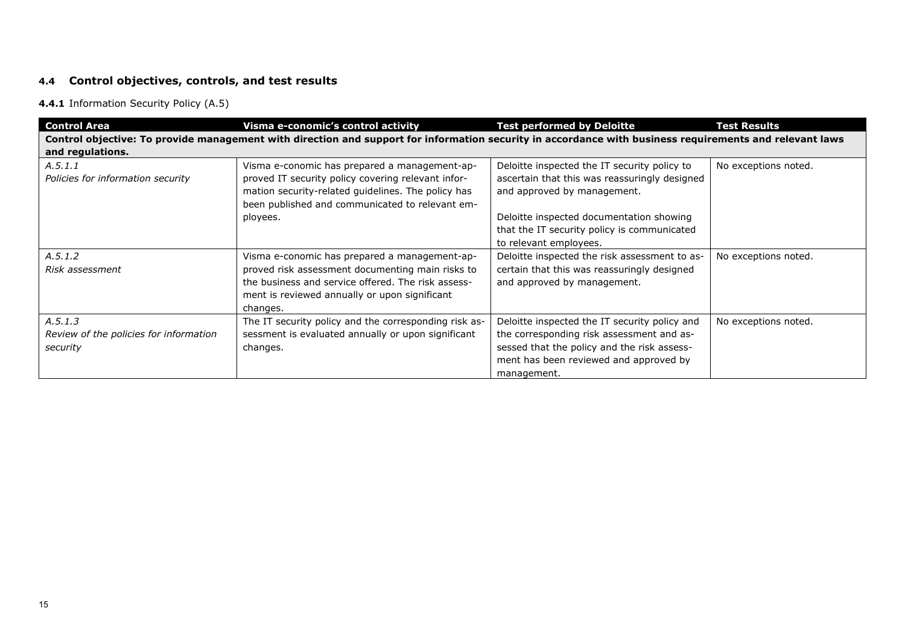## 4.4 Control objectives, controls, and test results

**4.4.1** Information Security Policy (A.5)

| Control Area | Visma e-conomic's control activity | Test performed by Deloitte | Test Results |
|---|---|---|---|
| **Control objective: To provide management with direction and support for information security in accordance with business requirements and relevant laws and regulations.** | | | |
| *A.5.1.1*<br>*Policies for information security* | Visma e-conomic has prepared a management-approved IT security policy covering relevant information security-related guidelines. The policy has been published and communicated to relevant employees. | Deloitte inspected the IT security policy to ascertain that this was reassuringly designed and approved by management.<br><br>Deloitte inspected documentation showing that the IT security policy is communicated to relevant employees. | No exceptions noted. |
| *A.5.1.2*<br>*Risk assessment* | Visma e-conomic has prepared a management-approved risk assessment documenting main risks to the business and service offered. The risk assessment is reviewed annually or upon significant changes. | Deloitte inspected the risk assessment to ascertain that this was reassuringly designed and approved by management. | No exceptions noted. |
| *A.5.1.3*<br>*Review of the policies for information security* | The IT security policy and the corresponding risk assessment is evaluated annually or upon significant changes. | Deloitte inspected the IT security policy and the corresponding risk assessment and assessed that the policy and the risk assessment has been reviewed and approved by management. | No exceptions noted. |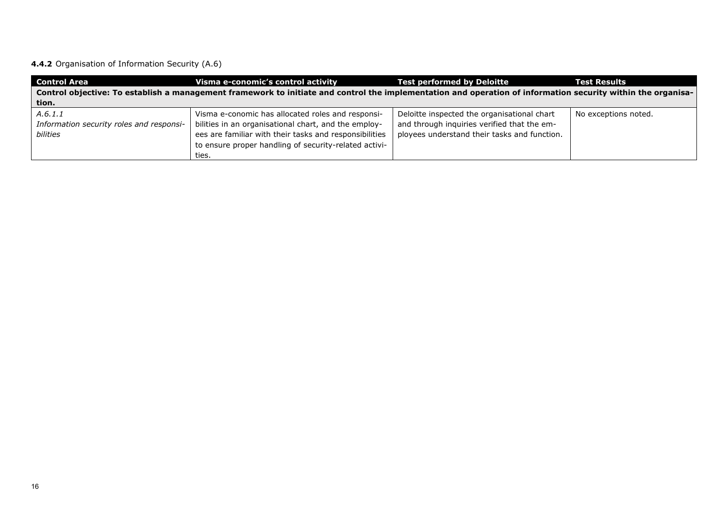**4.4.2** Organisation of Information Security (A.6)

| Control Area | Visma e-conomic's control activity | Test performed by Deloitte | Test Results |
|---|---|---|---|
| **Control objective: To establish a management framework to initiate and control the implementation and operation of information security within the organisation.** | | | |
| *A.6.1.1* *Information security roles and responsibilities* | Visma e-conomic has allocated roles and responsibilities in an organisational chart, and the employees are familiar with their tasks and responsibilities to ensure proper handling of security-related activities. | Deloitte inspected the organisational chart and through inquiries verified that the employees understand their tasks and function. | No exceptions noted. |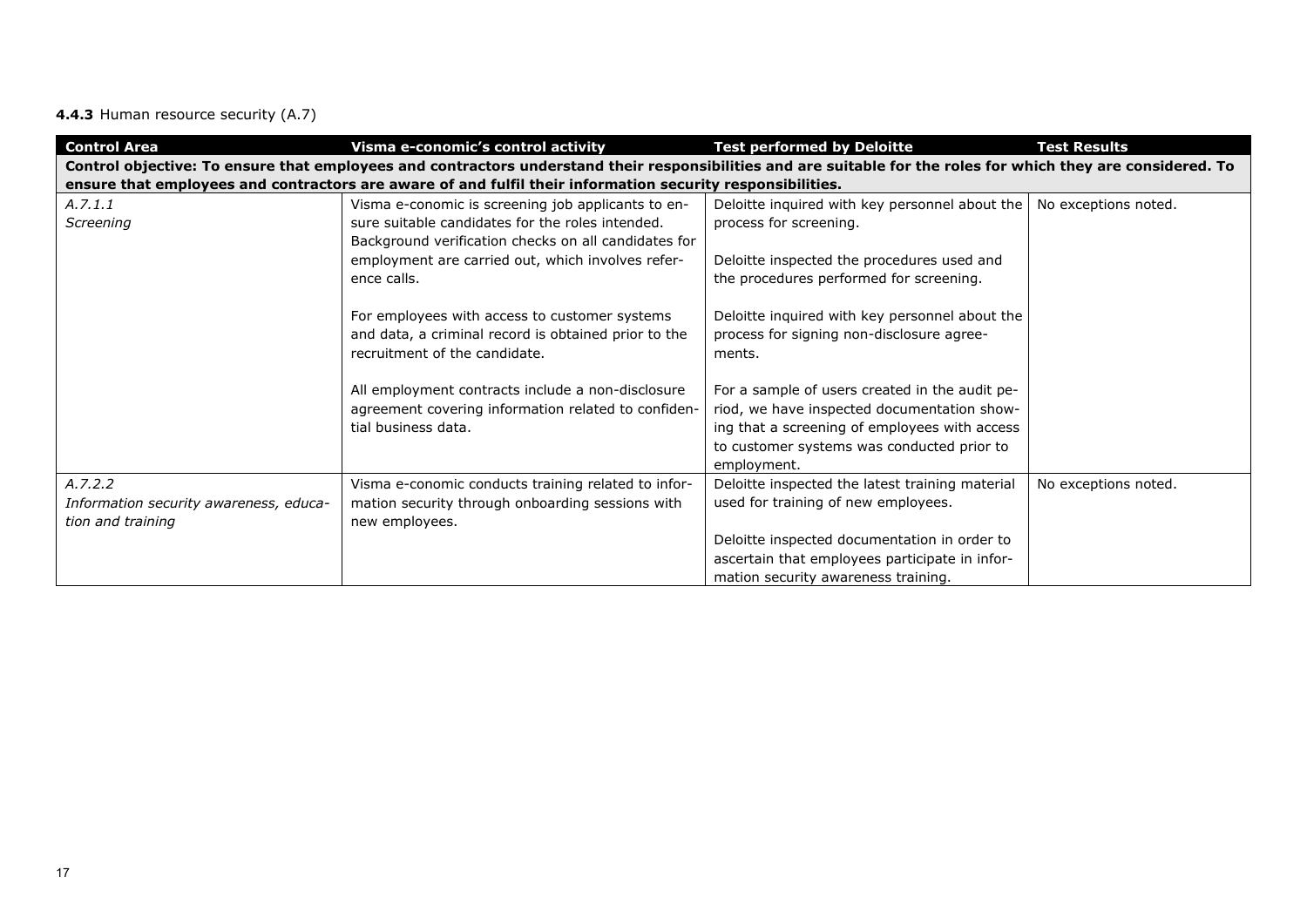**4.4.3** Human resource security (A.7)

| Control Area | Visma e-conomic's control activity | Test performed by Deloitte | Test Results |
|---|---|---|---|
| **Control objective: To ensure that employees and contractors understand their responsibilities and are suitable for the roles for which they are considered. To ensure that employees and contractors are aware of and fulfil their information security responsibilities.** | | | |
| *A.7.1.1*<br>*Screening* | Visma e-conomic is screening job applicants to ensure suitable candidates for the roles intended. Background verification checks on all candidates for employment are carried out, which involves reference calls.<br><br>For employees with access to customer systems and data, a criminal record is obtained prior to the recruitment of the candidate.<br><br>All employment contracts include a non-disclosure agreement covering information related to confidential business data. | Deloitte inquired with key personnel about the process for screening.<br><br>Deloitte inspected the procedures used and the procedures performed for screening.<br><br>Deloitte inquired with key personnel about the process for signing non-disclosure agreements.<br><br>For a sample of users created in the audit period, we have inspected documentation showing that a screening of employees with access to customer systems was conducted prior to employment. | No exceptions noted. |
| *A.7.2.2*<br>*Information security awareness, education and training* | Visma e-conomic conducts training related to information security through onboarding sessions with new employees. | Deloitte inspected the latest training material used for training of new employees.<br><br>Deloitte inspected documentation in order to ascertain that employees participate in information security awareness training. | No exceptions noted. |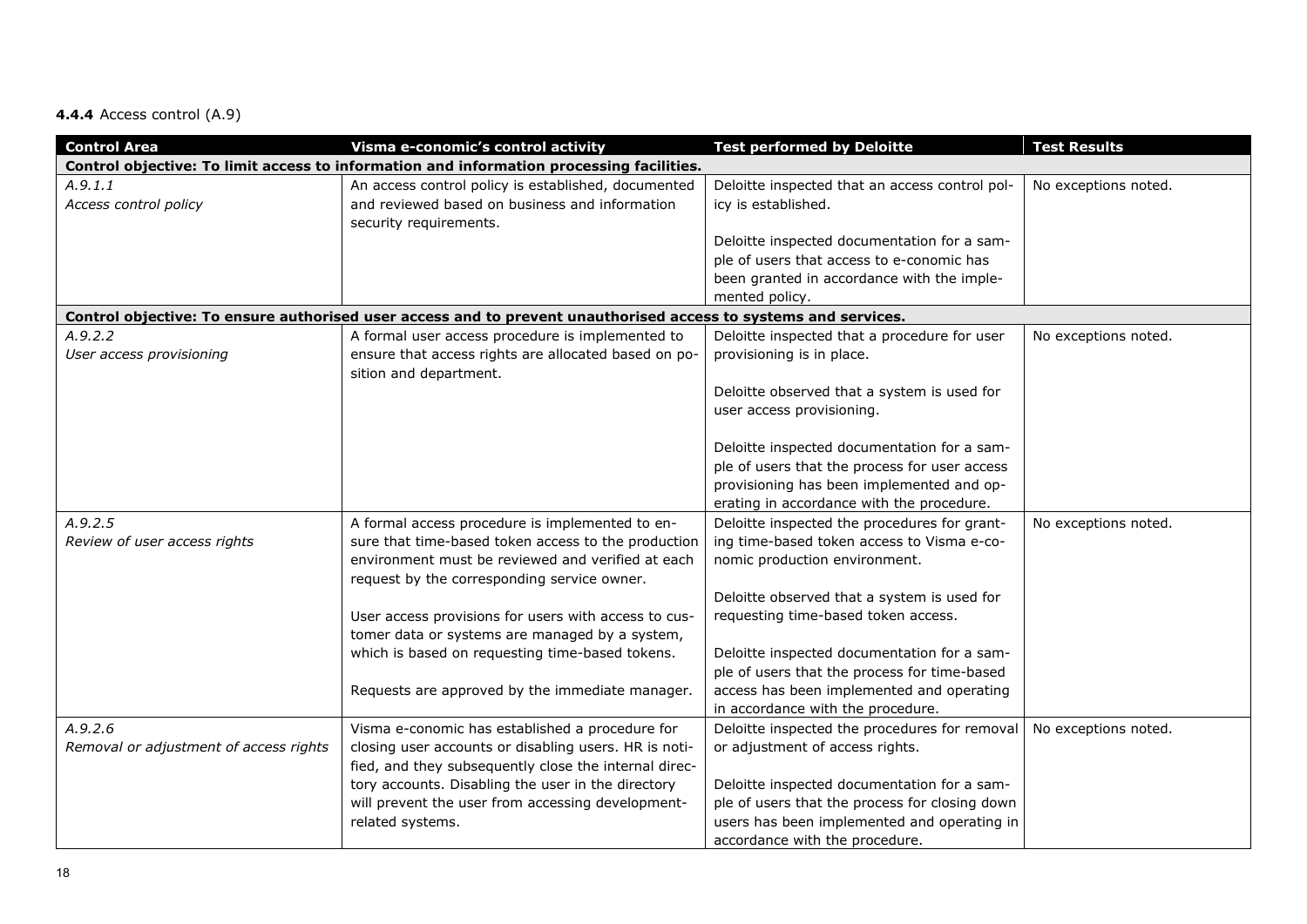**4.4.4** Access control (A.9)

| Control Area | Visma e-conomic's control activity | Test performed by Deloitte | Test Results |
|---|---|---|---|
| **Control objective: To limit access to information and information processing facilities.** | | | |
| *A.9.1.1*<br>*Access control policy* | An access control policy is established, documented and reviewed based on business and information security requirements. | Deloitte inspected that an access control policy is established.<br><br>Deloitte inspected documentation for a sample of users that access to e-conomic has been granted in accordance with the implemented policy. | No exceptions noted. |
| **Control objective: To ensure authorised user access and to prevent unauthorised access to systems and services.** | | | |
| *A.9.2.2*<br>*User access provisioning* | A formal user access procedure is implemented to ensure that access rights are allocated based on position and department. | Deloitte inspected that a procedure for user provisioning is in place.<br><br>Deloitte observed that a system is used for user access provisioning.<br><br>Deloitte inspected documentation for a sample of users that the process for user access provisioning has been implemented and operating in accordance with the procedure. | No exceptions noted. |
| *A.9.2.5*<br>*Review of user access rights* | A formal access procedure is implemented to ensure that time-based token access to the production environment must be reviewed and verified at each request by the corresponding service owner.<br><br>User access provisions for users with access to customer data or systems are managed by a system, which is based on requesting time-based tokens.<br><br>Requests are approved by the immediate manager. | Deloitte inspected the procedures for granting time-based token access to Visma e-conomic production environment.<br><br>Deloitte observed that a system is used for requesting time-based token access.<br><br>Deloitte inspected documentation for a sample of users that the process for time-based access has been implemented and operating in accordance with the procedure. | No exceptions noted. |
| *A.9.2.6*<br>*Removal or adjustment of access rights* | Visma e-conomic has established a procedure for closing user accounts or disabling users. HR is notified, and they subsequently close the internal directory accounts. Disabling the user in the directory will prevent the user from accessing development-related systems. | Deloitte inspected the procedures for removal or adjustment of access rights.<br><br>Deloitte inspected documentation for a sample of users that the process for closing down users has been implemented and operating in accordance with the procedure. | No exceptions noted. |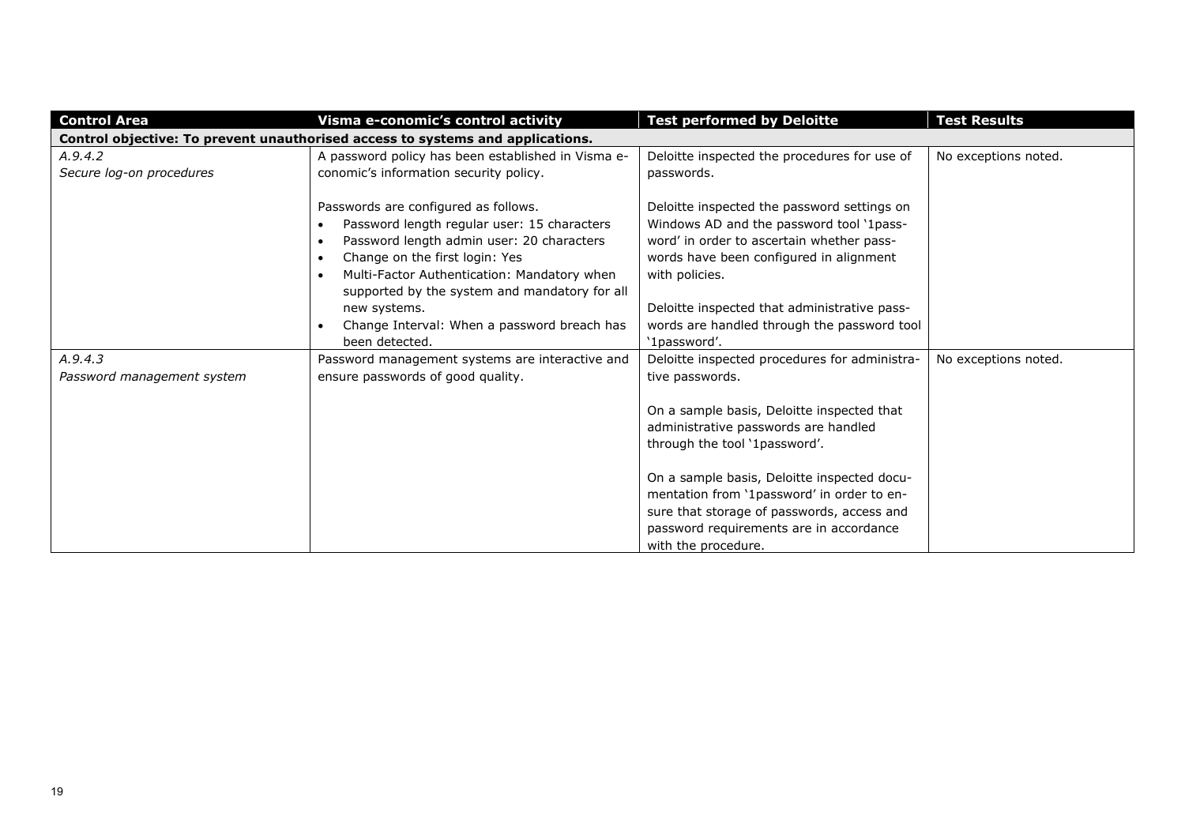| Control Area | Visma e-conomic's control activity | Test performed by Deloitte | Test Results |
|---|---|---|---|
| **Control objective: To prevent unauthorised access to systems and applications.** | | | |
| *A.9.4.2*<br>*Secure log-on procedures* | A password policy has been established in Visma e-conomic's information security policy.<br><br>Passwords are configured as follows.<br>• Password length regular user: 15 characters<br>• Password length admin user: 20 characters<br>• Change on the first login: Yes<br>• Multi-Factor Authentication: Mandatory when supported by the system and mandatory for all new systems.<br>• Change Interval: When a password breach has been detected. | Deloitte inspected the procedures for use of passwords.<br><br>Deloitte inspected the password settings on Windows AD and the password tool '1password' in order to ascertain whether passwords have been configured in alignment with policies.<br><br>Deloitte inspected that administrative passwords are handled through the password tool '1password'. | No exceptions noted. |
| *A.9.4.3*<br>*Password management system* | Password management systems are interactive and ensure passwords of good quality. | Deloitte inspected procedures for administrative passwords.<br><br>On a sample basis, Deloitte inspected that administrative passwords are handled through the tool '1password'.<br><br>On a sample basis, Deloitte inspected documentation from '1password' in order to ensure that storage of passwords, access and password requirements are in accordance with the procedure. | No exceptions noted. |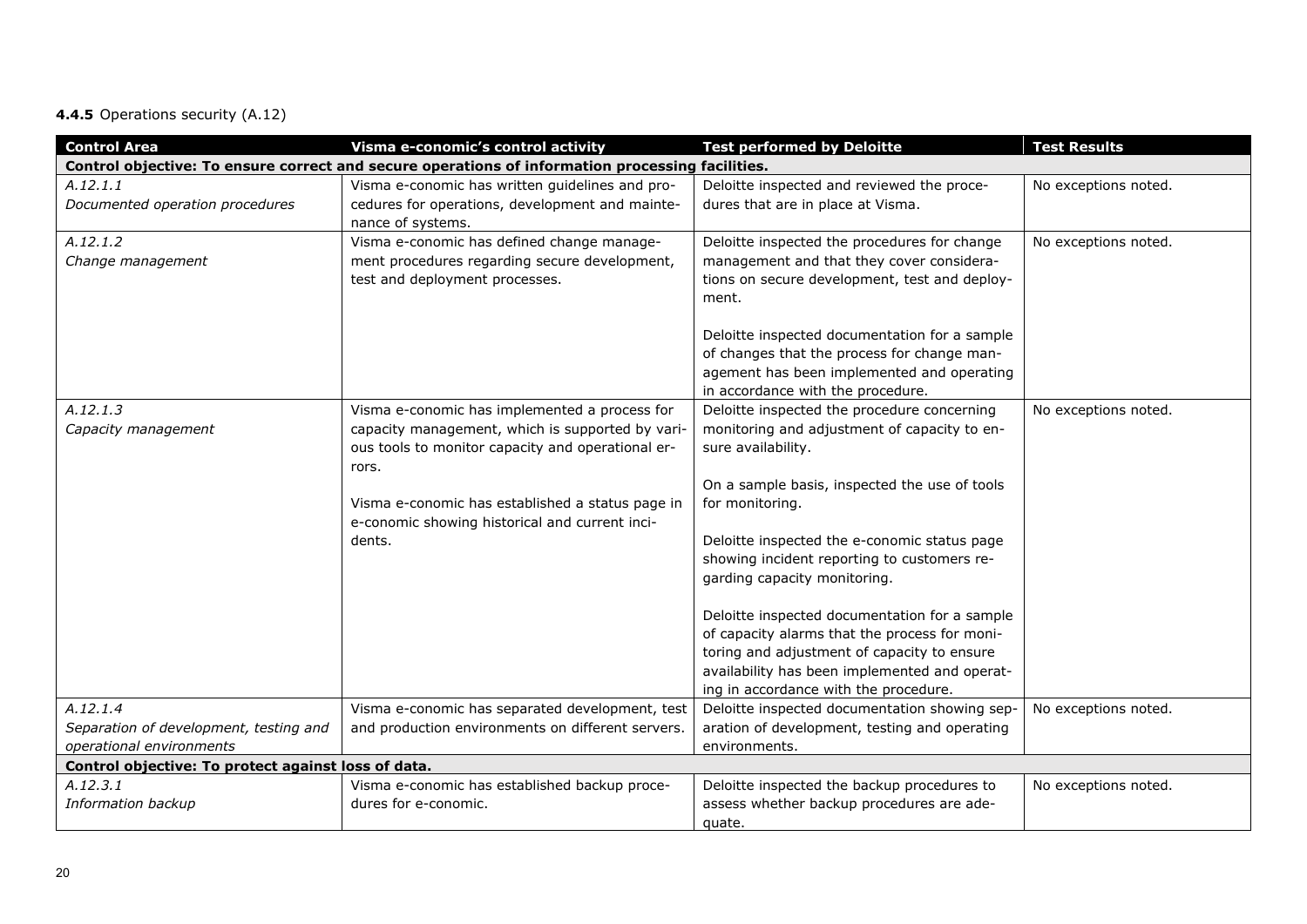**4.4.5** Operations security (A.12)

| Control Area | Visma e-conomic's control activity | Test performed by Deloitte | Test Results |
|---|---|---|---|
| **Control objective: To ensure correct and secure operations of information processing facilities.** | | | |
| *A.12.1.1*<br>*Documented operation procedures* | Visma e-conomic has written guidelines and procedures for operations, development and maintenance of systems. | Deloitte inspected and reviewed the procedures that are in place at Visma. | No exceptions noted. |
| *A.12.1.2*<br>*Change management* | Visma e-conomic has defined change management procedures regarding secure development, test and deployment processes. | Deloitte inspected the procedures for change management and that they cover considerations on secure development, test and deployment.<br><br>Deloitte inspected documentation for a sample of changes that the process for change management has been implemented and operating in accordance with the procedure. | No exceptions noted. |
| *A.12.1.3*<br>*Capacity management* | Visma e-conomic has implemented a process for capacity management, which is supported by various tools to monitor capacity and operational errors.<br><br>Visma e-conomic has established a status page in e-conomic showing historical and current incidents. | Deloitte inspected the procedure concerning monitoring and adjustment of capacity to ensure availability.<br><br>On a sample basis, inspected the use of tools for monitoring.<br><br>Deloitte inspected the e-conomic status page showing incident reporting to customers regarding capacity monitoring.<br><br>Deloitte inspected documentation for a sample of capacity alarms that the process for monitoring and adjustment of capacity to ensure availability has been implemented and operating in accordance with the procedure. | No exceptions noted. |
| *A.12.1.4*<br>*Separation of development, testing and operational environments* | Visma e-conomic has separated development, test and production environments on different servers. | Deloitte inspected documentation showing separation of development, testing and operating environments. | No exceptions noted. |
| **Control objective: To protect against loss of data.** | | | |
| *A.12.3.1*<br>*Information backup* | Visma e-conomic has established backup procedures for e-conomic. | Deloitte inspected the backup procedures to assess whether backup procedures are adequate. | No exceptions noted. |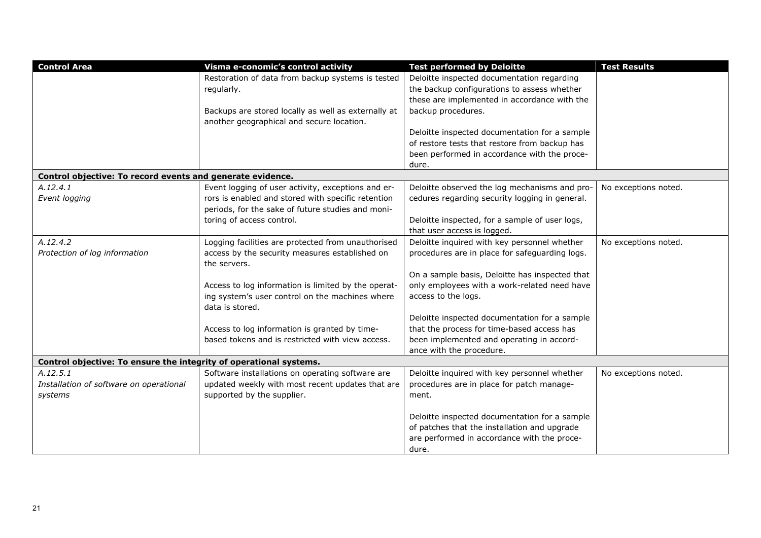| Control Area | Visma e-conomic's control activity | Test performed by Deloitte | Test Results |
|---|---|---|---|
| | Restoration of data from backup systems is tested regularly.<br><br>Backups are stored locally as well as externally at another geographical and secure location. | Deloitte inspected documentation regarding the backup configurations to assess whether these are implemented in accordance with the backup procedures.<br><br>Deloitte inspected documentation for a sample of restore tests that restore from backup has been performed in accordance with the procedure. | |
| **Control objective: To record events and generate evidence.** | | | |
| *A.12.4.1*<br>*Event logging* | Event logging of user activity, exceptions and errors is enabled and stored with specific retention periods, for the sake of future studies and monitoring of access control. | Deloitte observed the log mechanisms and procedures regarding security logging in general.<br><br>Deloitte inspected, for a sample of user logs, that user access is logged. | No exceptions noted. |
| *A.12.4.2*<br>*Protection of log information* | Logging facilities are protected from unauthorised access by the security measures established on the servers.<br><br>Access to log information is limited by the operating system's user control on the machines where data is stored.<br><br>Access to log information is granted by time-based tokens and is restricted with view access. | Deloitte inquired with key personnel whether procedures are in place for safeguarding logs.<br><br>On a sample basis, Deloitte has inspected that only employees with a work-related need have access to the logs.<br><br>Deloitte inspected documentation for a sample that the process for time-based access has been implemented and operating in accordance with the procedure. | No exceptions noted. |
| **Control objective: To ensure the integrity of operational systems.** | | | |
| *A.12.5.1*<br>*Installation of software on operational systems* | Software installations on operating software are updated weekly with most recent updates that are supported by the supplier. | Deloitte inquired with key personnel whether procedures are in place for patch management.<br><br>Deloitte inspected documentation for a sample of patches that the installation and upgrade are performed in accordance with the procedure. | No exceptions noted. |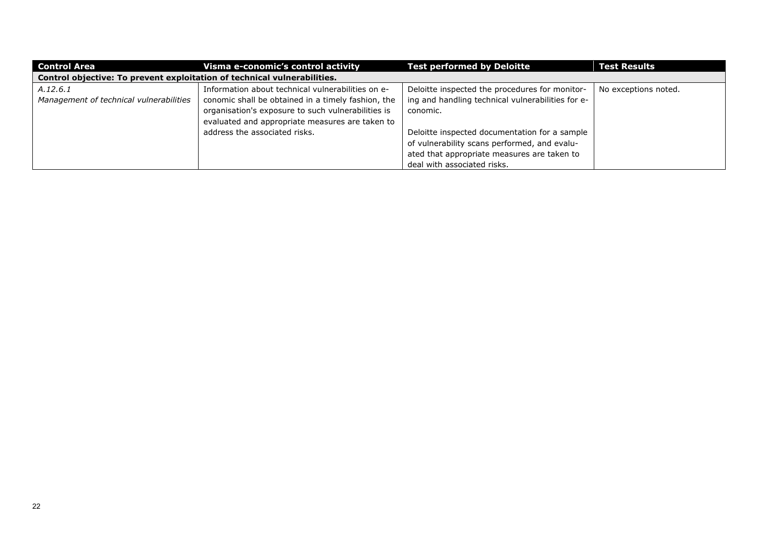| Control Area | Visma e-conomic's control activity | Test performed by Deloitte | Test Results |
|---|---|---|---|
| **Control objective: To prevent exploitation of technical vulnerabilities.** | | | |
| *A.12.6.1*<br>*Management of technical vulnerabilities* | Information about technical vulnerabilities on e-conomic shall be obtained in a timely fashion, the organisation's exposure to such vulnerabilities is evaluated and appropriate measures are taken to address the associated risks. | Deloitte inspected the procedures for monitoring and handling technical vulnerabilities for e-conomic.<br><br>Deloitte inspected documentation for a sample of vulnerability scans performed, and evaluated that appropriate measures are taken to deal with associated risks. | No exceptions noted. |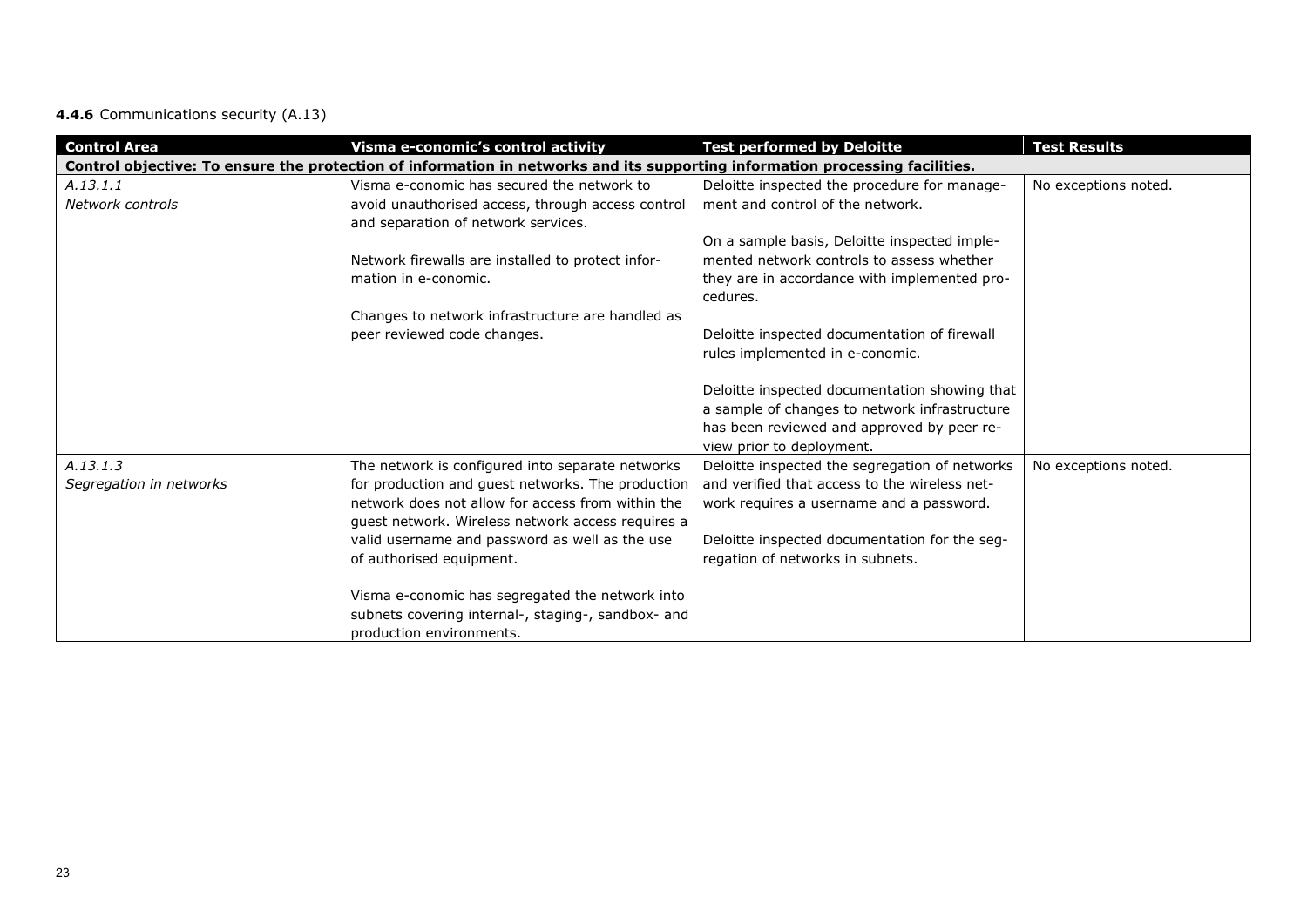**4.4.6** Communications security (A.13)

| Control Area | Visma e-conomic's control activity | Test performed by Deloitte | Test Results |
|---|---|---|---|
| **Control objective: To ensure the protection of information in networks and its supporting information processing facilities.** | | | |
| *A.13.1.1*<br>*Network controls* | Visma e-conomic has secured the network to avoid unauthorised access, through access control and separation of network services.<br><br>Network firewalls are installed to protect information in e-conomic.<br><br>Changes to network infrastructure are handled as peer reviewed code changes. | Deloitte inspected the procedure for management and control of the network.<br><br>On a sample basis, Deloitte inspected implemented network controls to assess whether they are in accordance with implemented procedures.<br><br>Deloitte inspected documentation of firewall rules implemented in e-conomic.<br><br>Deloitte inspected documentation showing that a sample of changes to network infrastructure has been reviewed and approved by peer review prior to deployment. | No exceptions noted. |
| *A.13.1.3*<br>*Segregation in networks* | The network is configured into separate networks for production and guest networks. The production network does not allow for access from within the guest network. Wireless network access requires a valid username and password as well as the use of authorised equipment.<br><br>Visma e-conomic has segregated the network into subnets covering internal-, staging-, sandbox- and production environments. | Deloitte inspected the segregation of networks and verified that access to the wireless network requires a username and a password.<br><br>Deloitte inspected documentation for the segregation of networks in subnets. | No exceptions noted. |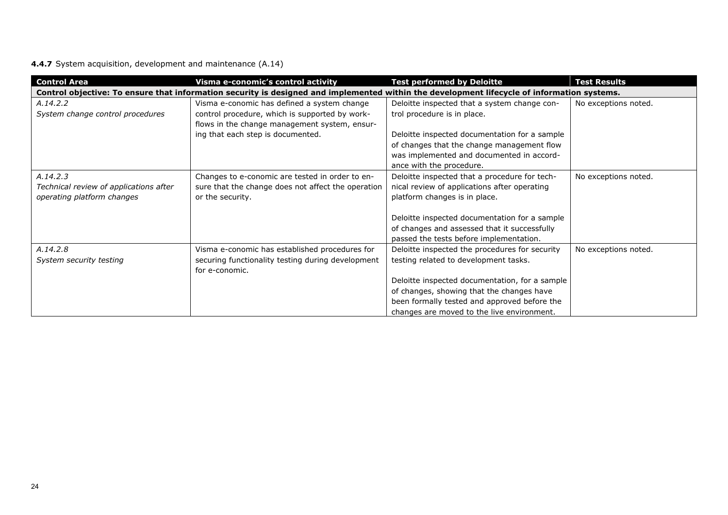**4.4.7** System acquisition, development and maintenance (A.14)

| Control Area | Visma e-conomic's control activity | Test performed by Deloitte | Test Results |
|---|---|---|---|
| **Control objective: To ensure that information security is designed and implemented within the development lifecycle of information systems.** | | | |
| *A.14.2.2*<br>*System change control procedures* | Visma e-conomic has defined a system change control procedure, which is supported by workflows in the change management system, ensuring that each step is documented. | Deloitte inspected that a system change control procedure is in place.<br><br>Deloitte inspected documentation for a sample of changes that the change management flow was implemented and documented in accordance with the procedure. | No exceptions noted. |
| *A.14.2.3*<br>*Technical review of applications after operating platform changes* | Changes to e-conomic are tested in order to ensure that the change does not affect the operation or the security. | Deloitte inspected that a procedure for technical review of applications after operating platform changes is in place.<br><br>Deloitte inspected documentation for a sample of changes and assessed that it successfully passed the tests before implementation. | No exceptions noted. |
| *A.14.2.8*<br>*System security testing* | Visma e-conomic has established procedures for securing functionality testing during development for e-conomic. | Deloitte inspected the procedures for security testing related to development tasks.<br><br>Deloitte inspected documentation, for a sample of changes, showing that the changes have been formally tested and approved before the changes are moved to the live environment. | No exceptions noted. |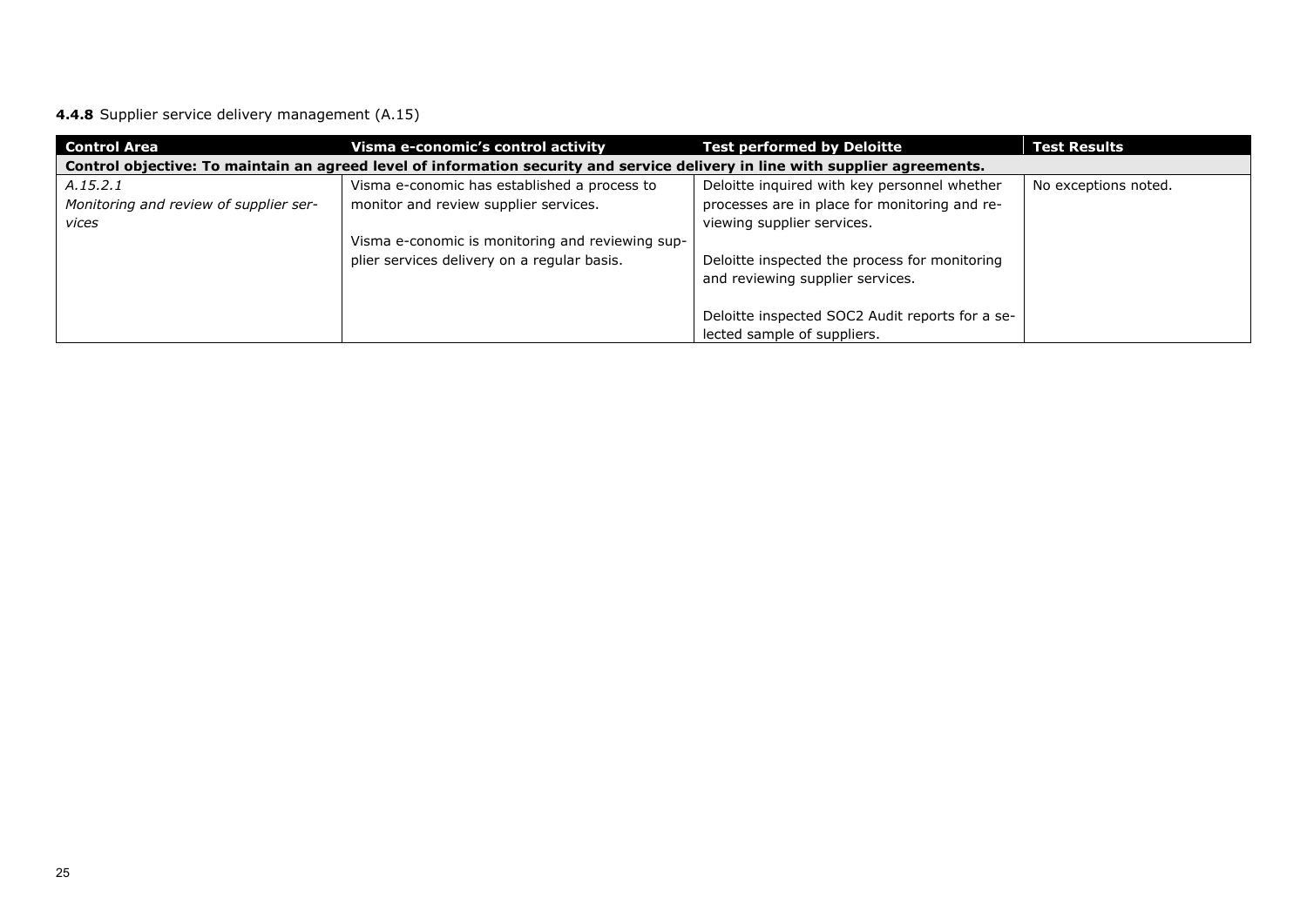**4.4.8** Supplier service delivery management (A.15)

| Control Area | Visma e-conomic's control activity | Test performed by Deloitte | Test Results |
|---|---|---|---|
| **Control objective: To maintain an agreed level of information security and service delivery in line with supplier agreements.** | | | |
| *A.15.2.1*<br>*Monitoring and review of supplier services* | Visma e-conomic has established a process to monitor and review supplier services.<br><br>Visma e-conomic is monitoring and reviewing supplier services delivery on a regular basis. | Deloitte inquired with key personnel whether processes are in place for monitoring and reviewing supplier services.<br><br>Deloitte inspected the process for monitoring and reviewing supplier services.<br><br>Deloitte inspected SOC2 Audit reports for a selected sample of suppliers. | No exceptions noted. |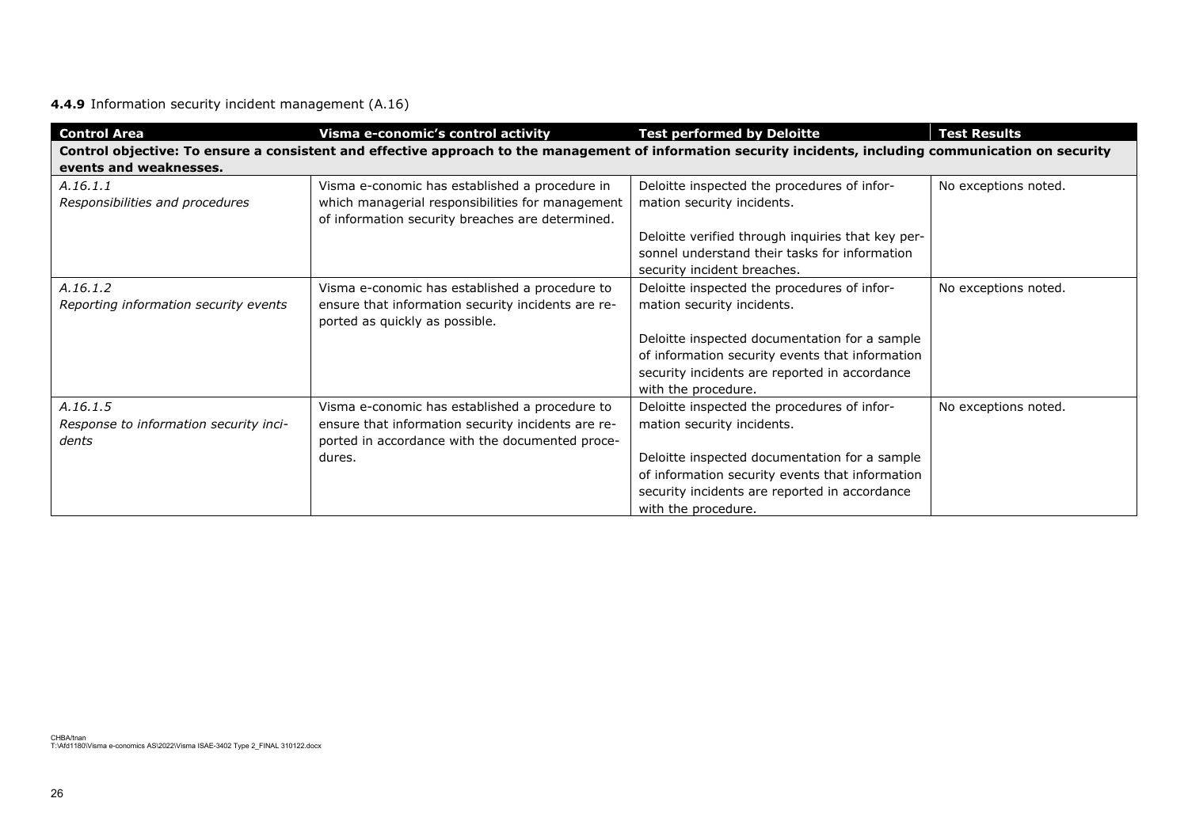**4.4.9** Information security incident management (A.16)

| Control Area | Visma e-conomic's control activity | Test performed by Deloitte | Test Results |
| --- | --- | --- | --- |
| **Control objective: To ensure a consistent and effective approach to the management of information security incidents, including communication on security events and weaknesses.** | | | |
| *A.16.1.1*<br>*Responsibilities and procedures* | Visma e-conomic has established a procedure in which managerial responsibilities for management of information security breaches are determined. | Deloitte inspected the procedures of information security incidents.<br><br>Deloitte verified through inquiries that key personnel understand their tasks for information security incident breaches. | No exceptions noted. |
| *A.16.1.2*<br>*Reporting information security events* | Visma e-conomic has established a procedure to ensure that information security incidents are reported as quickly as possible. | Deloitte inspected the procedures of information security incidents.<br><br>Deloitte inspected documentation for a sample of information security events that information security incidents are reported in accordance with the procedure. | No exceptions noted. |
| *A.16.1.5*<br>*Response to information security incidents* | Visma e-conomic has established a procedure to ensure that information security incidents are reported in accordance with the documented procedures. | Deloitte inspected the procedures of information security incidents.<br><br>Deloitte inspected documentation for a sample of information security events that information security incidents are reported in accordance with the procedure. | No exceptions noted. |

CHBA/tnan
T:\Afd1180\Visma e-conomics AS\2022\Visma ISAE-3402 Type 2_FINAL 310122.docx